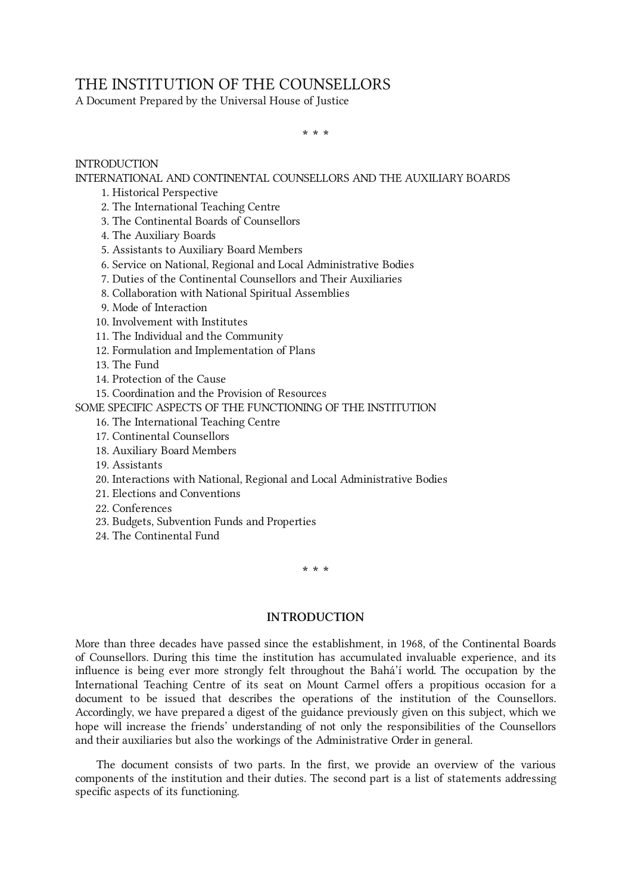# THE INSTITUTION OF THE COUNSELLORS

A Document Prepared by the Universal House of Justice

\* \* \*

INTRODUCTION

INTERNATIONAL AND CONTINENTAL COUNSELLORS AND THE AUXILIARY BOARDS

1. Historical Perspective
2. The International Teaching Centre
3. The Continental Boards of Counsellors
4. The Auxiliary Boards
5. Assistants to Auxiliary Board Members
6. Service on National, Regional and Local Administrative Bodies
7. Duties of the Continental Counsellors and Their Auxiliaries
8. Collaboration with National Spiritual Assemblies
9. Mode of Interaction
10. Involvement with Institutes
11. The Individual and the Community
12. Formulation and Implementation of Plans
13. The Fund
14. Protection of the Cause
15. Coordination and the Provision of Resources

SOME SPECIFIC ASPECTS OF THE FUNCTIONING OF THE INSTITUTION

16. The International Teaching Centre
17. Continental Counsellors
18. Auxiliary Board Members
19. Assistants
20. Interactions with National, Regional and Local Administrative Bodies
21. Elections and Conventions
22. Conferences
23. Budgets, Subvention Funds and Properties
24. The Continental Fund

\* \* \*

## INTRODUCTION

More than three decades have passed since the establishment, in 1968, of the Continental Boards of Counsellors. During this time the institution has accumulated invaluable experience, and its influence is being ever more strongly felt throughout the Bahá'í world. The occupation by the International Teaching Centre of its seat on Mount Carmel offers a propitious occasion for a document to be issued that describes the operations of the institution of the Counsellors. Accordingly, we have prepared a digest of the guidance previously given on this subject, which we hope will increase the friends' understanding of not only the responsibilities of the Counsellors and their auxiliaries but also the workings of the Administrative Order in general.

The document consists of two parts. In the first, we provide an overview of the various components of the institution and their duties. The second part is a list of statements addressing specific aspects of its functioning.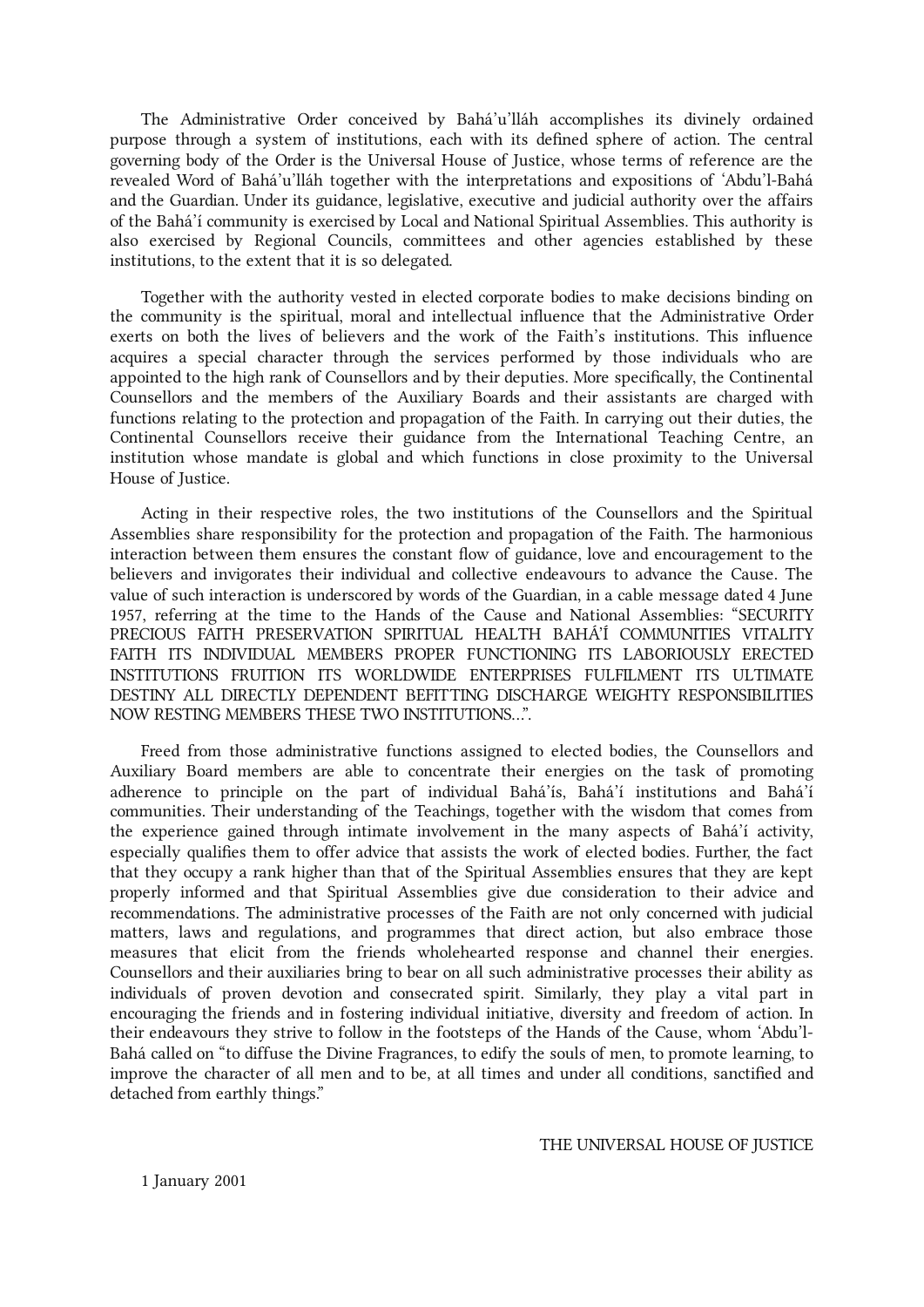The Administrative Order conceived by Bahá'u'lláh accomplishes its divinely ordained purpose through a system of institutions, each with its defined sphere of action. The central governing body of the Order is the Universal House of Justice, whose terms of reference are the revealed Word of Bahá'u'lláh together with the interpretations and expositions of 'Abdu'l-Bahá and the Guardian. Under its guidance, legislative, executive and judicial authority over the affairs of the Bahá'í community is exercised by Local and National Spiritual Assemblies. This authority is also exercised by Regional Councils, committees and other agencies established by these institutions, to the extent that it is so delegated.

Together with the authority vested in elected corporate bodies to make decisions binding on the community is the spiritual, moral and intellectual influence that the Administrative Order exerts on both the lives of believers and the work of the Faith's institutions. This influence acquires a special character through the services performed by those individuals who are appointed to the high rank of Counsellors and by their deputies. More specifically, the Continental Counsellors and the members of the Auxiliary Boards and their assistants are charged with functions relating to the protection and propagation of the Faith. In carrying out their duties, the Continental Counsellors receive their guidance from the International Teaching Centre, an institution whose mandate is global and which functions in close proximity to the Universal House of Justice.

Acting in their respective roles, the two institutions of the Counsellors and the Spiritual Assemblies share responsibility for the protection and propagation of the Faith. The harmonious interaction between them ensures the constant flow of guidance, love and encouragement to the believers and invigorates their individual and collective endeavours to advance the Cause. The value of such interaction is underscored by words of the Guardian, in a cable message dated 4 June 1957, referring at the time to the Hands of the Cause and National Assemblies: "SECURITY PRECIOUS FAITH PRESERVATION SPIRITUAL HEALTH BAHÁ'Í COMMUNITIES VITALITY FAITH ITS INDIVIDUAL MEMBERS PROPER FUNCTIONING ITS LABORIOUSLY ERECTED INSTITUTIONS FRUITION ITS WORLDWIDE ENTERPRISES FULFILMENT ITS ULTIMATE DESTINY ALL DIRECTLY DEPENDENT BEFITTING DISCHARGE WEIGHTY RESPONSIBILITIES NOW RESTING MEMBERS THESE TWO INSTITUTIONS...".

Freed from those administrative functions assigned to elected bodies, the Counsellors and Auxiliary Board members are able to concentrate their energies on the task of promoting adherence to principle on the part of individual Bahá'ís, Bahá'í institutions and Bahá'í communities. Their understanding of the Teachings, together with the wisdom that comes from the experience gained through intimate involvement in the many aspects of Bahá'í activity, especially qualifies them to offer advice that assists the work of elected bodies. Further, the fact that they occupy a rank higher than that of the Spiritual Assemblies ensures that they are kept properly informed and that Spiritual Assemblies give due consideration to their advice and recommendations. The administrative processes of the Faith are not only concerned with judicial matters, laws and regulations, and programmes that direct action, but also embrace those measures that elicit from the friends wholehearted response and channel their energies. Counsellors and their auxiliaries bring to bear on all such administrative processes their ability as individuals of proven devotion and consecrated spirit. Similarly, they play a vital part in encouraging the friends and in fostering individual initiative, diversity and freedom of action. In their endeavours they strive to follow in the footsteps of the Hands of the Cause, whom 'Abdu'l-Bahá called on "to diffuse the Divine Fragrances, to edify the souls of men, to promote learning, to improve the character of all men and to be, at all times and under all conditions, sanctified and detached from earthly things."

THE UNIVERSAL HOUSE OF JUSTICE

1 January 2001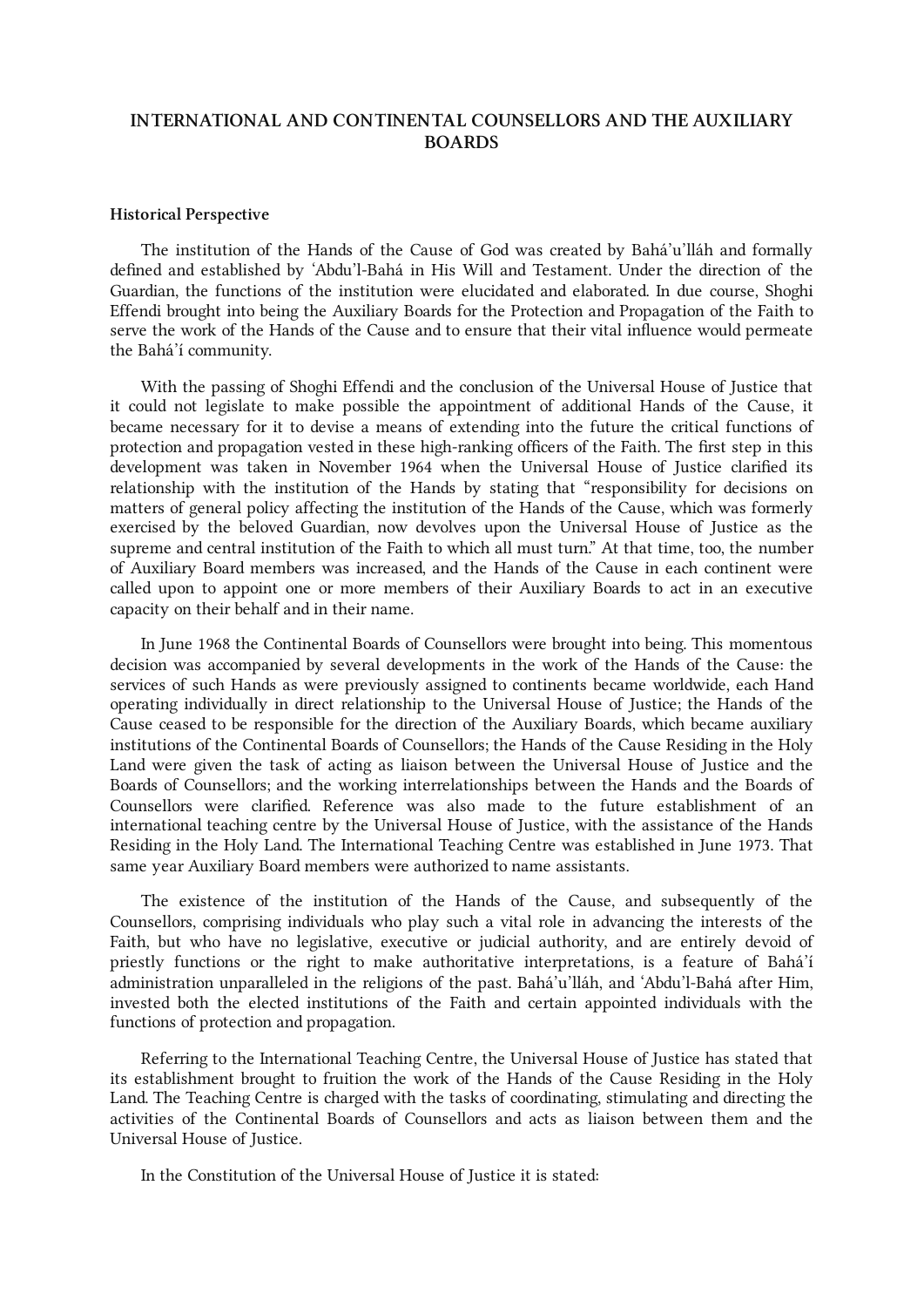# INTERNATIONAL AND CONTINENTAL COUNSELLORS AND THE AUXILIARY BOARDS

**Historical Perspective**

The institution of the Hands of the Cause of God was created by Bahá'u'lláh and formally defined and established by 'Abdu'l-Bahá in His Will and Testament. Under the direction of the Guardian, the functions of the institution were elucidated and elaborated. In due course, Shoghi Effendi brought into being the Auxiliary Boards for the Protection and Propagation of the Faith to serve the work of the Hands of the Cause and to ensure that their vital influence would permeate the Bahá'í community.

With the passing of Shoghi Effendi and the conclusion of the Universal House of Justice that it could not legislate to make possible the appointment of additional Hands of the Cause, it became necessary for it to devise a means of extending into the future the critical functions of protection and propagation vested in these high-ranking officers of the Faith. The first step in this development was taken in November 1964 when the Universal House of Justice clarified its relationship with the institution of the Hands by stating that "responsibility for decisions on matters of general policy affecting the institution of the Hands of the Cause, which was formerly exercised by the beloved Guardian, now devolves upon the Universal House of Justice as the supreme and central institution of the Faith to which all must turn." At that time, too, the number of Auxiliary Board members was increased, and the Hands of the Cause in each continent were called upon to appoint one or more members of their Auxiliary Boards to act in an executive capacity on their behalf and in their name.

In June 1968 the Continental Boards of Counsellors were brought into being. This momentous decision was accompanied by several developments in the work of the Hands of the Cause: the services of such Hands as were previously assigned to continents became worldwide, each Hand operating individually in direct relationship to the Universal House of Justice; the Hands of the Cause ceased to be responsible for the direction of the Auxiliary Boards, which became auxiliary institutions of the Continental Boards of Counsellors; the Hands of the Cause Residing in the Holy Land were given the task of acting as liaison between the Universal House of Justice and the Boards of Counsellors; and the working interrelationships between the Hands and the Boards of Counsellors were clarified. Reference was also made to the future establishment of an international teaching centre by the Universal House of Justice, with the assistance of the Hands Residing in the Holy Land. The International Teaching Centre was established in June 1973. That same year Auxiliary Board members were authorized to name assistants.

The existence of the institution of the Hands of the Cause, and subsequently of the Counsellors, comprising individuals who play such a vital role in advancing the interests of the Faith, but who have no legislative, executive or judicial authority, and are entirely devoid of priestly functions or the right to make authoritative interpretations, is a feature of Bahá'í administration unparalleled in the religions of the past. Bahá'u'lláh, and 'Abdu'l-Bahá after Him, invested both the elected institutions of the Faith and certain appointed individuals with the functions of protection and propagation.

Referring to the International Teaching Centre, the Universal House of Justice has stated that its establishment brought to fruition the work of the Hands of the Cause Residing in the Holy Land. The Teaching Centre is charged with the tasks of coordinating, stimulating and directing the activities of the Continental Boards of Counsellors and acts as liaison between them and the Universal House of Justice.

In the Constitution of the Universal House of Justice it is stated: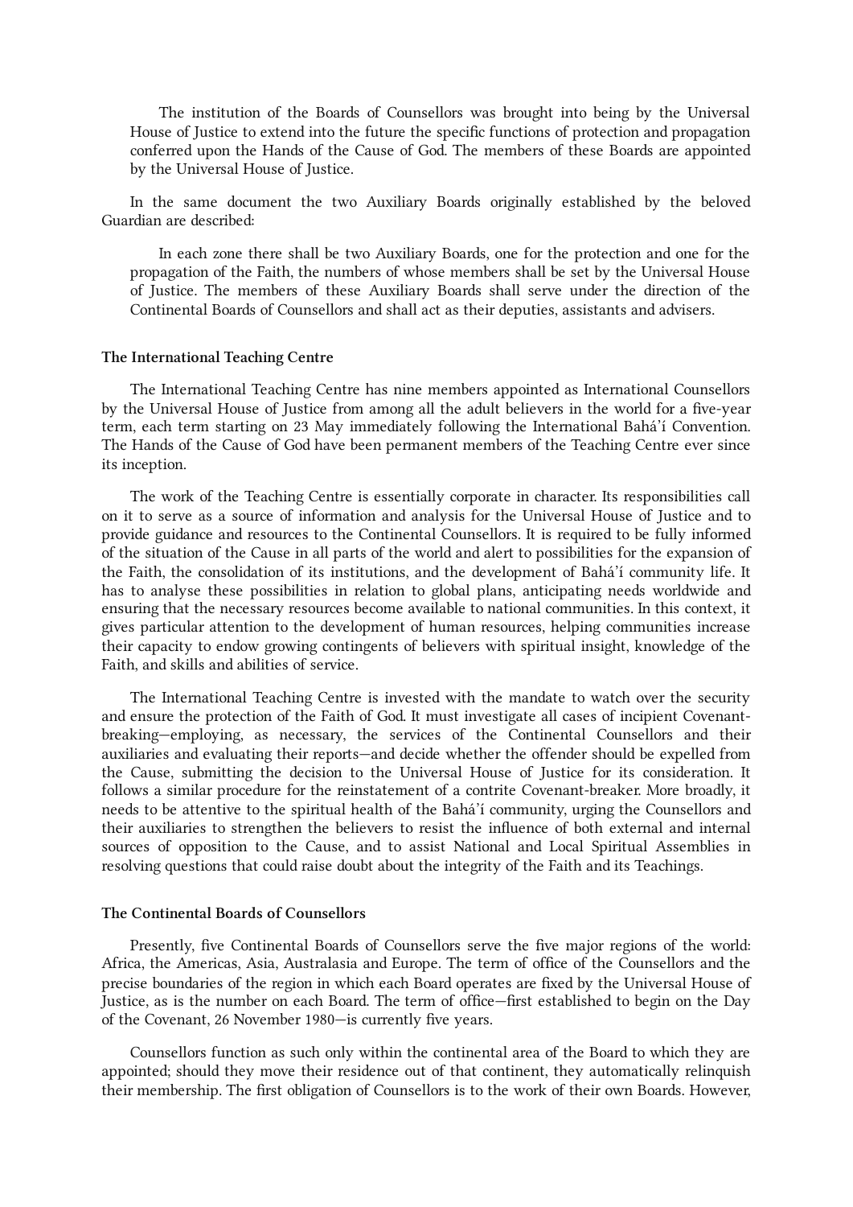> The institution of the Boards of Counsellors was brought into being by the Universal House of Justice to extend into the future the specific functions of protection and propagation conferred upon the Hands of the Cause of God. The members of these Boards are appointed by the Universal House of Justice.

In the same document the two Auxiliary Boards originally established by the beloved Guardian are described:

> In each zone there shall be two Auxiliary Boards, one for the protection and one for the propagation of the Faith, the numbers of whose members shall be set by the Universal House of Justice. The members of these Auxiliary Boards shall serve under the direction of the Continental Boards of Counsellors and shall act as their deputies, assistants and advisers.

**The International Teaching Centre**

The International Teaching Centre has nine members appointed as International Counsellors by the Universal House of Justice from among all the adult believers in the world for a five-year term, each term starting on 23 May immediately following the International Bahá'í Convention. The Hands of the Cause of God have been permanent members of the Teaching Centre ever since its inception.

The work of the Teaching Centre is essentially corporate in character. Its responsibilities call on it to serve as a source of information and analysis for the Universal House of Justice and to provide guidance and resources to the Continental Counsellors. It is required to be fully informed of the situation of the Cause in all parts of the world and alert to possibilities for the expansion of the Faith, the consolidation of its institutions, and the development of Bahá'í community life. It has to analyse these possibilities in relation to global plans, anticipating needs worldwide and ensuring that the necessary resources become available to national communities. In this context, it gives particular attention to the development of human resources, helping communities increase their capacity to endow growing contingents of believers with spiritual insight, knowledge of the Faith, and skills and abilities of service.

The International Teaching Centre is invested with the mandate to watch over the security and ensure the protection of the Faith of God. It must investigate all cases of incipient Covenant-breaking—employing, as necessary, the services of the Continental Counsellors and their auxiliaries and evaluating their reports—and decide whether the offender should be expelled from the Cause, submitting the decision to the Universal House of Justice for its consideration. It follows a similar procedure for the reinstatement of a contrite Covenant-breaker. More broadly, it needs to be attentive to the spiritual health of the Bahá'í community, urging the Counsellors and their auxiliaries to strengthen the believers to resist the influence of both external and internal sources of opposition to the Cause, and to assist National and Local Spiritual Assemblies in resolving questions that could raise doubt about the integrity of the Faith and its Teachings.

**The Continental Boards of Counsellors**

Presently, five Continental Boards of Counsellors serve the five major regions of the world: Africa, the Americas, Asia, Australasia and Europe. The term of office of the Counsellors and the precise boundaries of the region in which each Board operates are fixed by the Universal House of Justice, as is the number on each Board. The term of office—first established to begin on the Day of the Covenant, 26 November 1980—is currently five years.

Counsellors function as such only within the continental area of the Board to which they are appointed; should they move their residence out of that continent, they automatically relinquish their membership. The first obligation of Counsellors is to the work of their own Boards. However,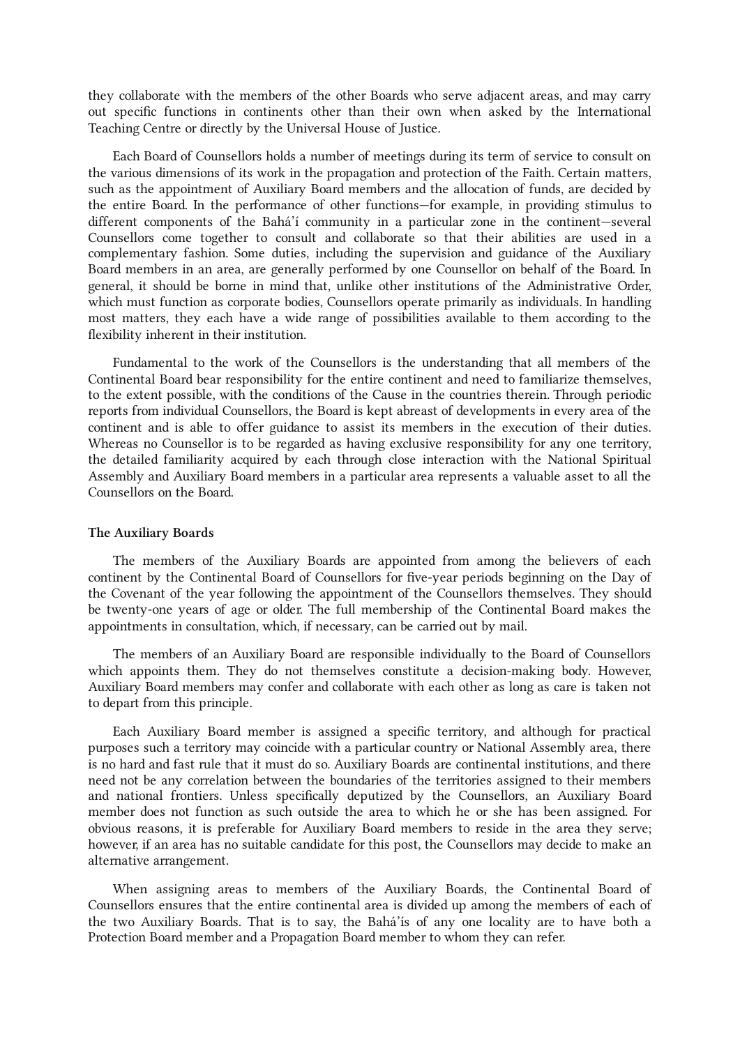they collaborate with the members of the other Boards who serve adjacent areas, and may carry out specific functions in continents other than their own when asked by the International Teaching Centre or directly by the Universal House of Justice.

Each Board of Counsellors holds a number of meetings during its term of service to consult on the various dimensions of its work in the propagation and protection of the Faith. Certain matters, such as the appointment of Auxiliary Board members and the allocation of funds, are decided by the entire Board. In the performance of other functions—for example, in providing stimulus to different components of the Bahá'í community in a particular zone in the continent—several Counsellors come together to consult and collaborate so that their abilities are used in a complementary fashion. Some duties, including the supervision and guidance of the Auxiliary Board members in an area, are generally performed by one Counsellor on behalf of the Board. In general, it should be borne in mind that, unlike other institutions of the Administrative Order, which must function as corporate bodies, Counsellors operate primarily as individuals. In handling most matters, they each have a wide range of possibilities available to them according to the flexibility inherent in their institution.

Fundamental to the work of the Counsellors is the understanding that all members of the Continental Board bear responsibility for the entire continent and need to familiarize themselves, to the extent possible, with the conditions of the Cause in the countries therein. Through periodic reports from individual Counsellors, the Board is kept abreast of developments in every area of the continent and is able to offer guidance to assist its members in the execution of their duties. Whereas no Counsellor is to be regarded as having exclusive responsibility for any one territory, the detailed familiarity acquired by each through close interaction with the National Spiritual Assembly and Auxiliary Board members in a particular area represents a valuable asset to all the Counsellors on the Board.

### The Auxiliary Boards

The members of the Auxiliary Boards are appointed from among the believers of each continent by the Continental Board of Counsellors for five-year periods beginning on the Day of the Covenant of the year following the appointment of the Counsellors themselves. They should be twenty-one years of age or older. The full membership of the Continental Board makes the appointments in consultation, which, if necessary, can be carried out by mail.

The members of an Auxiliary Board are responsible individually to the Board of Counsellors which appoints them. They do not themselves constitute a decision-making body. However, Auxiliary Board members may confer and collaborate with each other as long as care is taken not to depart from this principle.

Each Auxiliary Board member is assigned a specific territory, and although for practical purposes such a territory may coincide with a particular country or National Assembly area, there is no hard and fast rule that it must do so. Auxiliary Boards are continental institutions, and there need not be any correlation between the boundaries of the territories assigned to their members and national frontiers. Unless specifically deputized by the Counsellors, an Auxiliary Board member does not function as such outside the area to which he or she has been assigned. For obvious reasons, it is preferable for Auxiliary Board members to reside in the area they serve; however, if an area has no suitable candidate for this post, the Counsellors may decide to make an alternative arrangement.

When assigning areas to members of the Auxiliary Boards, the Continental Board of Counsellors ensures that the entire continental area is divided up among the members of each of the two Auxiliary Boards. That is to say, the Bahá'ís of any one locality are to have both a Protection Board member and a Propagation Board member to whom they can refer.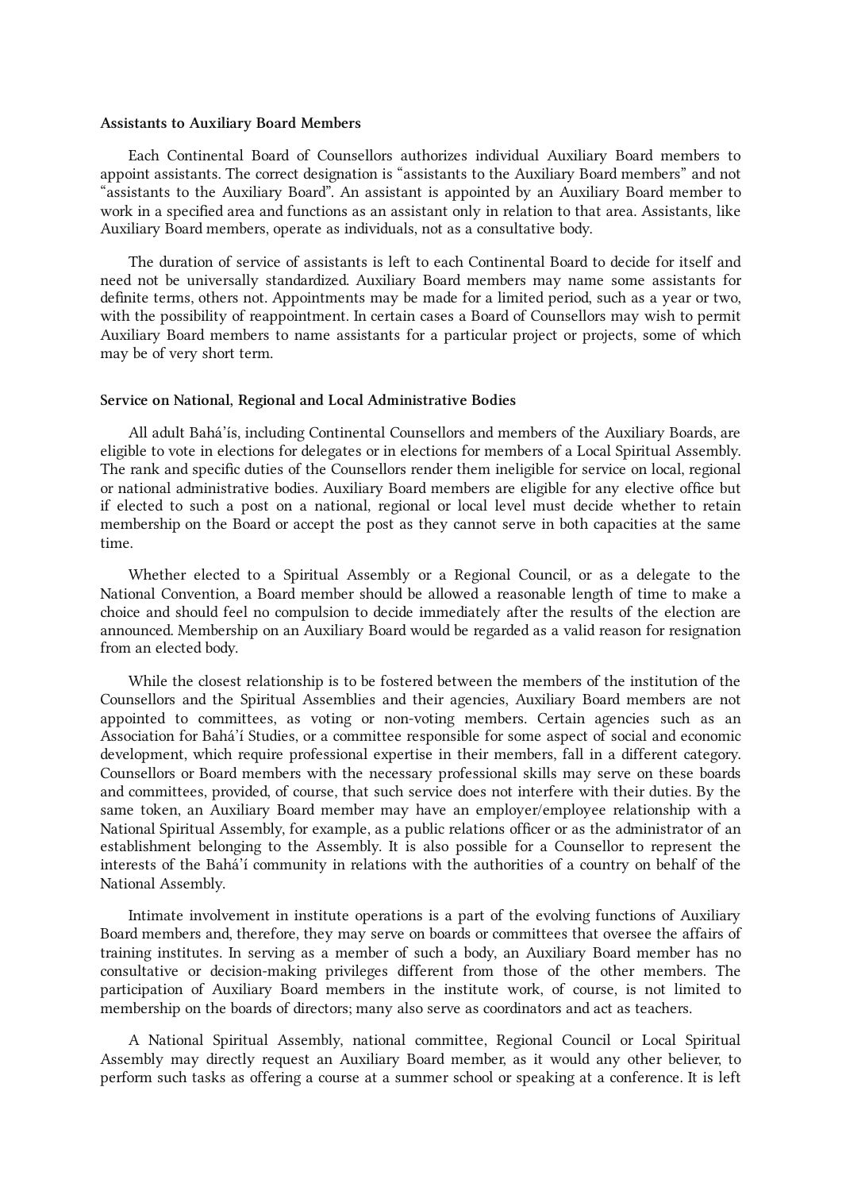**Assistants to Auxiliary Board Members**

Each Continental Board of Counsellors authorizes individual Auxiliary Board members to appoint assistants. The correct designation is "assistants to the Auxiliary Board members" and not "assistants to the Auxiliary Board". An assistant is appointed by an Auxiliary Board member to work in a specified area and functions as an assistant only in relation to that area. Assistants, like Auxiliary Board members, operate as individuals, not as a consultative body.

The duration of service of assistants is left to each Continental Board to decide for itself and need not be universally standardized. Auxiliary Board members may name some assistants for definite terms, others not. Appointments may be made for a limited period, such as a year or two, with the possibility of reappointment. In certain cases a Board of Counsellors may wish to permit Auxiliary Board members to name assistants for a particular project or projects, some of which may be of very short term.

**Service on National, Regional and Local Administrative Bodies**

All adult Bahá'ís, including Continental Counsellors and members of the Auxiliary Boards, are eligible to vote in elections for delegates or in elections for members of a Local Spiritual Assembly. The rank and specific duties of the Counsellors render them ineligible for service on local, regional or national administrative bodies. Auxiliary Board members are eligible for any elective office but if elected to such a post on a national, regional or local level must decide whether to retain membership on the Board or accept the post as they cannot serve in both capacities at the same time.

Whether elected to a Spiritual Assembly or a Regional Council, or as a delegate to the National Convention, a Board member should be allowed a reasonable length of time to make a choice and should feel no compulsion to decide immediately after the results of the election are announced. Membership on an Auxiliary Board would be regarded as a valid reason for resignation from an elected body.

While the closest relationship is to be fostered between the members of the institution of the Counsellors and the Spiritual Assemblies and their agencies, Auxiliary Board members are not appointed to committees, as voting or non-voting members. Certain agencies such as an Association for Bahá'í Studies, or a committee responsible for some aspect of social and economic development, which require professional expertise in their members, fall in a different category. Counsellors or Board members with the necessary professional skills may serve on these boards and committees, provided, of course, that such service does not interfere with their duties. By the same token, an Auxiliary Board member may have an employer/employee relationship with a National Spiritual Assembly, for example, as a public relations officer or as the administrator of an establishment belonging to the Assembly. It is also possible for a Counsellor to represent the interests of the Bahá'í community in relations with the authorities of a country on behalf of the National Assembly.

Intimate involvement in institute operations is a part of the evolving functions of Auxiliary Board members and, therefore, they may serve on boards or committees that oversee the affairs of training institutes. In serving as a member of such a body, an Auxiliary Board member has no consultative or decision-making privileges different from those of the other members. The participation of Auxiliary Board members in the institute work, of course, is not limited to membership on the boards of directors; many also serve as coordinators and act as teachers.

A National Spiritual Assembly, national committee, Regional Council or Local Spiritual Assembly may directly request an Auxiliary Board member, as it would any other believer, to perform such tasks as offering a course at a summer school or speaking at a conference. It is left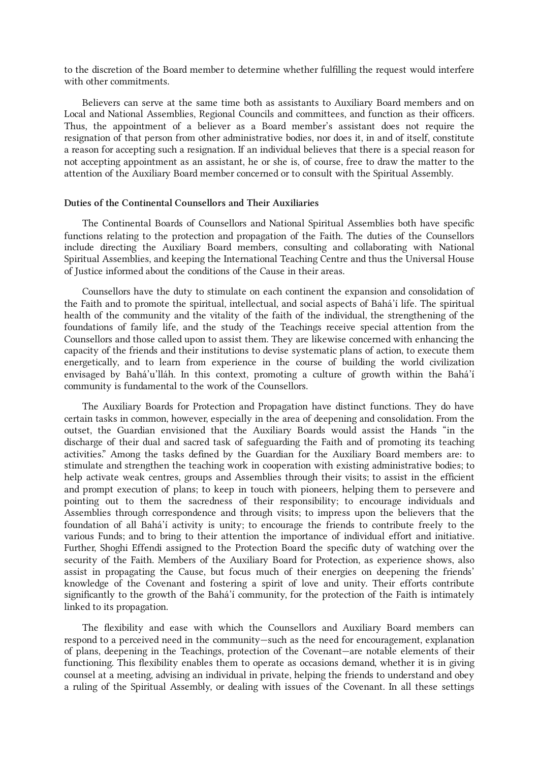to the discretion of the Board member to determine whether fulfilling the request would interfere with other commitments.

Believers can serve at the same time both as assistants to Auxiliary Board members and on Local and National Assemblies, Regional Councils and committees, and function as their officers. Thus, the appointment of a believer as a Board member's assistant does not require the resignation of that person from other administrative bodies, nor does it, in and of itself, constitute a reason for accepting such a resignation. If an individual believes that there is a special reason for not accepting appointment as an assistant, he or she is, of course, free to draw the matter to the attention of the Auxiliary Board member concerned or to consult with the Spiritual Assembly.

**Duties of the Continental Counsellors and Their Auxiliaries**

The Continental Boards of Counsellors and National Spiritual Assemblies both have specific functions relating to the protection and propagation of the Faith. The duties of the Counsellors include directing the Auxiliary Board members, consulting and collaborating with National Spiritual Assemblies, and keeping the International Teaching Centre and thus the Universal House of Justice informed about the conditions of the Cause in their areas.

Counsellors have the duty to stimulate on each continent the expansion and consolidation of the Faith and to promote the spiritual, intellectual, and social aspects of Bahá'í life. The spiritual health of the community and the vitality of the faith of the individual, the strengthening of the foundations of family life, and the study of the Teachings receive special attention from the Counsellors and those called upon to assist them. They are likewise concerned with enhancing the capacity of the friends and their institutions to devise systematic plans of action, to execute them energetically, and to learn from experience in the course of building the world civilization envisaged by Bahá'u'lláh. In this context, promoting a culture of growth within the Bahá'í community is fundamental to the work of the Counsellors.

The Auxiliary Boards for Protection and Propagation have distinct functions. They do have certain tasks in common, however, especially in the area of deepening and consolidation. From the outset, the Guardian envisioned that the Auxiliary Boards would assist the Hands "in the discharge of their dual and sacred task of safeguarding the Faith and of promoting its teaching activities." Among the tasks defined by the Guardian for the Auxiliary Board members are: to stimulate and strengthen the teaching work in cooperation with existing administrative bodies; to help activate weak centres, groups and Assemblies through their visits; to assist in the efficient and prompt execution of plans; to keep in touch with pioneers, helping them to persevere and pointing out to them the sacredness of their responsibility; to encourage individuals and Assemblies through correspondence and through visits; to impress upon the believers that the foundation of all Bahá'í activity is unity; to encourage the friends to contribute freely to the various Funds; and to bring to their attention the importance of individual effort and initiative. Further, Shoghi Effendi assigned to the Protection Board the specific duty of watching over the security of the Faith. Members of the Auxiliary Board for Protection, as experience shows, also assist in propagating the Cause, but focus much of their energies on deepening the friends' knowledge of the Covenant and fostering a spirit of love and unity. Their efforts contribute significantly to the growth of the Bahá'í community, for the protection of the Faith is intimately linked to its propagation.

The flexibility and ease with which the Counsellors and Auxiliary Board members can respond to a perceived need in the community—such as the need for encouragement, explanation of plans, deepening in the Teachings, protection of the Covenant—are notable elements of their functioning. This flexibility enables them to operate as occasions demand, whether it is in giving counsel at a meeting, advising an individual in private, helping the friends to understand and obey a ruling of the Spiritual Assembly, or dealing with issues of the Covenant. In all these settings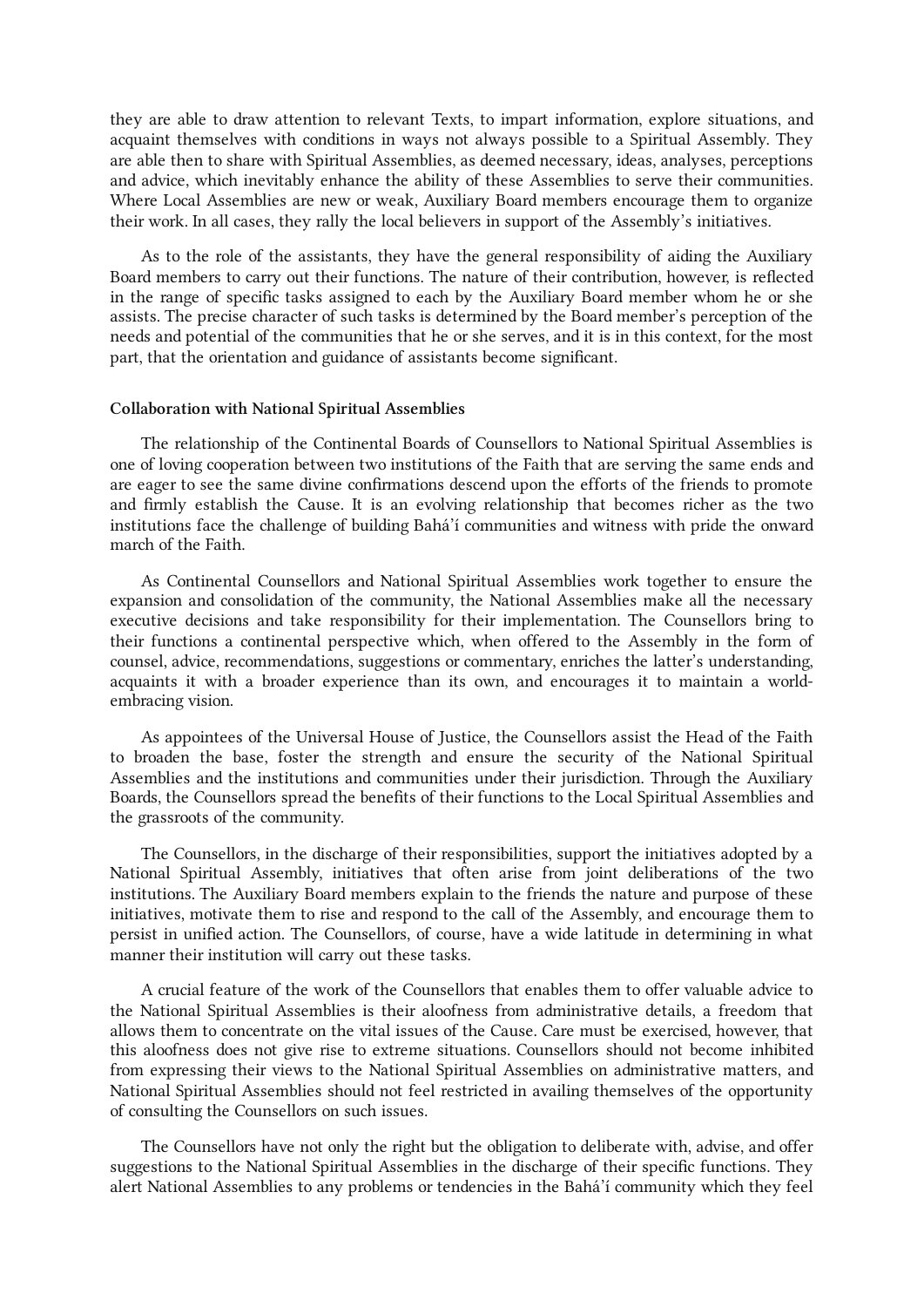they are able to draw attention to relevant Texts, to impart information, explore situations, and acquaint themselves with conditions in ways not always possible to a Spiritual Assembly. They are able then to share with Spiritual Assemblies, as deemed necessary, ideas, analyses, perceptions and advice, which inevitably enhance the ability of these Assemblies to serve their communities. Where Local Assemblies are new or weak, Auxiliary Board members encourage them to organize their work. In all cases, they rally the local believers in support of the Assembly's initiatives.

As to the role of the assistants, they have the general responsibility of aiding the Auxiliary Board members to carry out their functions. The nature of their contribution, however, is reflected in the range of specific tasks assigned to each by the Auxiliary Board member whom he or she assists. The precise character of such tasks is determined by the Board member's perception of the needs and potential of the communities that he or she serves, and it is in this context, for the most part, that the orientation and guidance of assistants become significant.

**Collaboration with National Spiritual Assemblies**

The relationship of the Continental Boards of Counsellors to National Spiritual Assemblies is one of loving cooperation between two institutions of the Faith that are serving the same ends and are eager to see the same divine confirmations descend upon the efforts of the friends to promote and firmly establish the Cause. It is an evolving relationship that becomes richer as the two institutions face the challenge of building Bahá'í communities and witness with pride the onward march of the Faith.

As Continental Counsellors and National Spiritual Assemblies work together to ensure the expansion and consolidation of the community, the National Assemblies make all the necessary executive decisions and take responsibility for their implementation. The Counsellors bring to their functions a continental perspective which, when offered to the Assembly in the form of counsel, advice, recommendations, suggestions or commentary, enriches the latter's understanding, acquaints it with a broader experience than its own, and encourages it to maintain a world-embracing vision.

As appointees of the Universal House of Justice, the Counsellors assist the Head of the Faith to broaden the base, foster the strength and ensure the security of the National Spiritual Assemblies and the institutions and communities under their jurisdiction. Through the Auxiliary Boards, the Counsellors spread the benefits of their functions to the Local Spiritual Assemblies and the grassroots of the community.

The Counsellors, in the discharge of their responsibilities, support the initiatives adopted by a National Spiritual Assembly, initiatives that often arise from joint deliberations of the two institutions. The Auxiliary Board members explain to the friends the nature and purpose of these initiatives, motivate them to rise and respond to the call of the Assembly, and encourage them to persist in unified action. The Counsellors, of course, have a wide latitude in determining in what manner their institution will carry out these tasks.

A crucial feature of the work of the Counsellors that enables them to offer valuable advice to the National Spiritual Assemblies is their aloofness from administrative details, a freedom that allows them to concentrate on the vital issues of the Cause. Care must be exercised, however, that this aloofness does not give rise to extreme situations. Counsellors should not become inhibited from expressing their views to the National Spiritual Assemblies on administrative matters, and National Spiritual Assemblies should not feel restricted in availing themselves of the opportunity of consulting the Counsellors on such issues.

The Counsellors have not only the right but the obligation to deliberate with, advise, and offer suggestions to the National Spiritual Assemblies in the discharge of their specific functions. They alert National Assemblies to any problems or tendencies in the Bahá'í community which they feel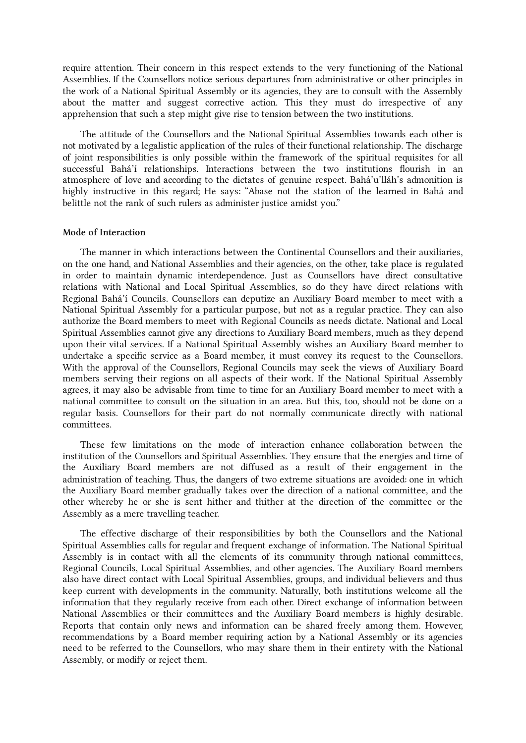require attention. Their concern in this respect extends to the very functioning of the National Assemblies. If the Counsellors notice serious departures from administrative or other principles in the work of a National Spiritual Assembly or its agencies, they are to consult with the Assembly about the matter and suggest corrective action. This they must do irrespective of any apprehension that such a step might give rise to tension between the two institutions.

The attitude of the Counsellors and the National Spiritual Assemblies towards each other is not motivated by a legalistic application of the rules of their functional relationship. The discharge of joint responsibilities is only possible within the framework of the spiritual requisites for all successful Bahá'í relationships. Interactions between the two institutions flourish in an atmosphere of love and according to the dictates of genuine respect. Bahá'u'lláh's admonition is highly instructive in this regard; He says: "Abase not the station of the learned in Bahá and belittle not the rank of such rulers as administer justice amidst you."

**Mode of Interaction**

The manner in which interactions between the Continental Counsellors and their auxiliaries, on the one hand, and National Assemblies and their agencies, on the other, take place is regulated in order to maintain dynamic interdependence. Just as Counsellors have direct consultative relations with National and Local Spiritual Assemblies, so do they have direct relations with Regional Bahá'í Councils. Counsellors can deputize an Auxiliary Board member to meet with a National Spiritual Assembly for a particular purpose, but not as a regular practice. They can also authorize the Board members to meet with Regional Councils as needs dictate. National and Local Spiritual Assemblies cannot give any directions to Auxiliary Board members, much as they depend upon their vital services. If a National Spiritual Assembly wishes an Auxiliary Board member to undertake a specific service as a Board member, it must convey its request to the Counsellors. With the approval of the Counsellors, Regional Councils may seek the views of Auxiliary Board members serving their regions on all aspects of their work. If the National Spiritual Assembly agrees, it may also be advisable from time to time for an Auxiliary Board member to meet with a national committee to consult on the situation in an area. But this, too, should not be done on a regular basis. Counsellors for their part do not normally communicate directly with national committees.

These few limitations on the mode of interaction enhance collaboration between the institution of the Counsellors and Spiritual Assemblies. They ensure that the energies and time of the Auxiliary Board members are not diffused as a result of their engagement in the administration of teaching. Thus, the dangers of two extreme situations are avoided: one in which the Auxiliary Board member gradually takes over the direction of a national committee, and the other whereby he or she is sent hither and thither at the direction of the committee or the Assembly as a mere travelling teacher.

The effective discharge of their responsibilities by both the Counsellors and the National Spiritual Assemblies calls for regular and frequent exchange of information. The National Spiritual Assembly is in contact with all the elements of its community through national committees, Regional Councils, Local Spiritual Assemblies, and other agencies. The Auxiliary Board members also have direct contact with Local Spiritual Assemblies, groups, and individual believers and thus keep current with developments in the community. Naturally, both institutions welcome all the information that they regularly receive from each other. Direct exchange of information between National Assemblies or their committees and the Auxiliary Board members is highly desirable. Reports that contain only news and information can be shared freely among them. However, recommendations by a Board member requiring action by a National Assembly or its agencies need to be referred to the Counsellors, who may share them in their entirety with the National Assembly, or modify or reject them.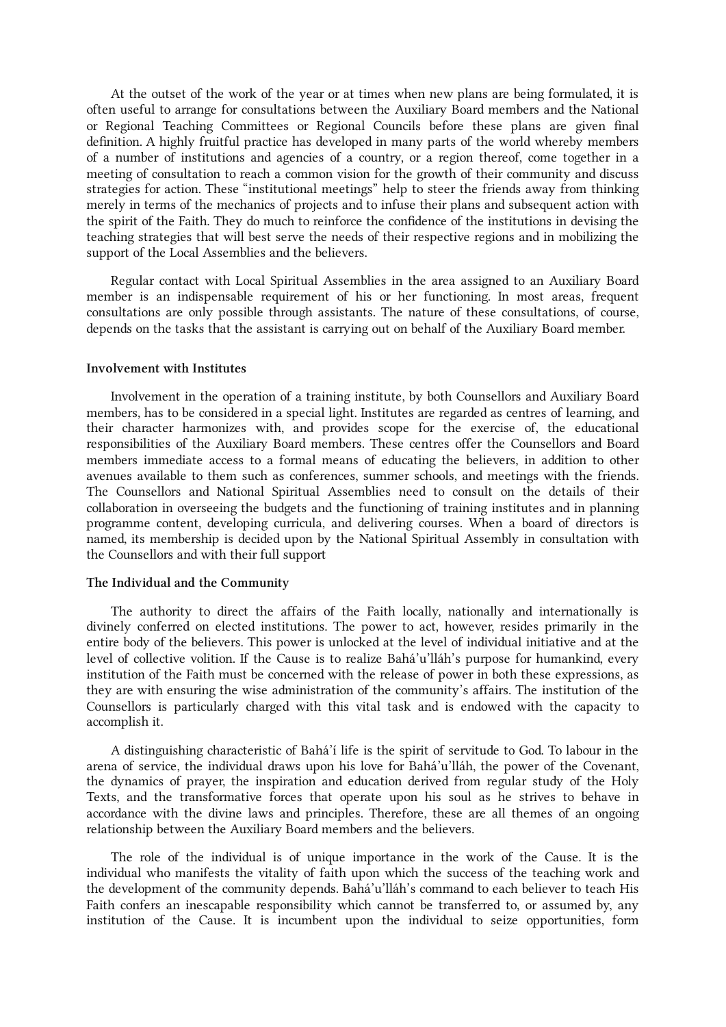At the outset of the work of the year or at times when new plans are being formulated, it is often useful to arrange for consultations between the Auxiliary Board members and the National or Regional Teaching Committees or Regional Councils before these plans are given final definition. A highly fruitful practice has developed in many parts of the world whereby members of a number of institutions and agencies of a country, or a region thereof, come together in a meeting of consultation to reach a common vision for the growth of their community and discuss strategies for action. These "institutional meetings" help to steer the friends away from thinking merely in terms of the mechanics of projects and to infuse their plans and subsequent action with the spirit of the Faith. They do much to reinforce the confidence of the institutions in devising the teaching strategies that will best serve the needs of their respective regions and in mobilizing the support of the Local Assemblies and the believers.

Regular contact with Local Spiritual Assemblies in the area assigned to an Auxiliary Board member is an indispensable requirement of his or her functioning. In most areas, frequent consultations are only possible through assistants. The nature of these consultations, of course, depends on the tasks that the assistant is carrying out on behalf of the Auxiliary Board member.

**Involvement with Institutes**

Involvement in the operation of a training institute, by both Counsellors and Auxiliary Board members, has to be considered in a special light. Institutes are regarded as centres of learning, and their character harmonizes with, and provides scope for the exercise of, the educational responsibilities of the Auxiliary Board members. These centres offer the Counsellors and Board members immediate access to a formal means of educating the believers, in addition to other avenues available to them such as conferences, summer schools, and meetings with the friends. The Counsellors and National Spiritual Assemblies need to consult on the details of their collaboration in overseeing the budgets and the functioning of training institutes and in planning programme content, developing curricula, and delivering courses. When a board of directors is named, its membership is decided upon by the National Spiritual Assembly in consultation with the Counsellors and with their full support

**The Individual and the Community**

The authority to direct the affairs of the Faith locally, nationally and internationally is divinely conferred on elected institutions. The power to act, however, resides primarily in the entire body of the believers. This power is unlocked at the level of individual initiative and at the level of collective volition. If the Cause is to realize Bahá'u'lláh's purpose for humankind, every institution of the Faith must be concerned with the release of power in both these expressions, as they are with ensuring the wise administration of the community's affairs. The institution of the Counsellors is particularly charged with this vital task and is endowed with the capacity to accomplish it.

A distinguishing characteristic of Bahá'í life is the spirit of servitude to God. To labour in the arena of service, the individual draws upon his love for Bahá'u'lláh, the power of the Covenant, the dynamics of prayer, the inspiration and education derived from regular study of the Holy Texts, and the transformative forces that operate upon his soul as he strives to behave in accordance with the divine laws and principles. Therefore, these are all themes of an ongoing relationship between the Auxiliary Board members and the believers.

The role of the individual is of unique importance in the work of the Cause. It is the individual who manifests the vitality of faith upon which the success of the teaching work and the development of the community depends. Bahá'u'lláh's command to each believer to teach His Faith confers an inescapable responsibility which cannot be transferred to, or assumed by, any institution of the Cause. It is incumbent upon the individual to seize opportunities, form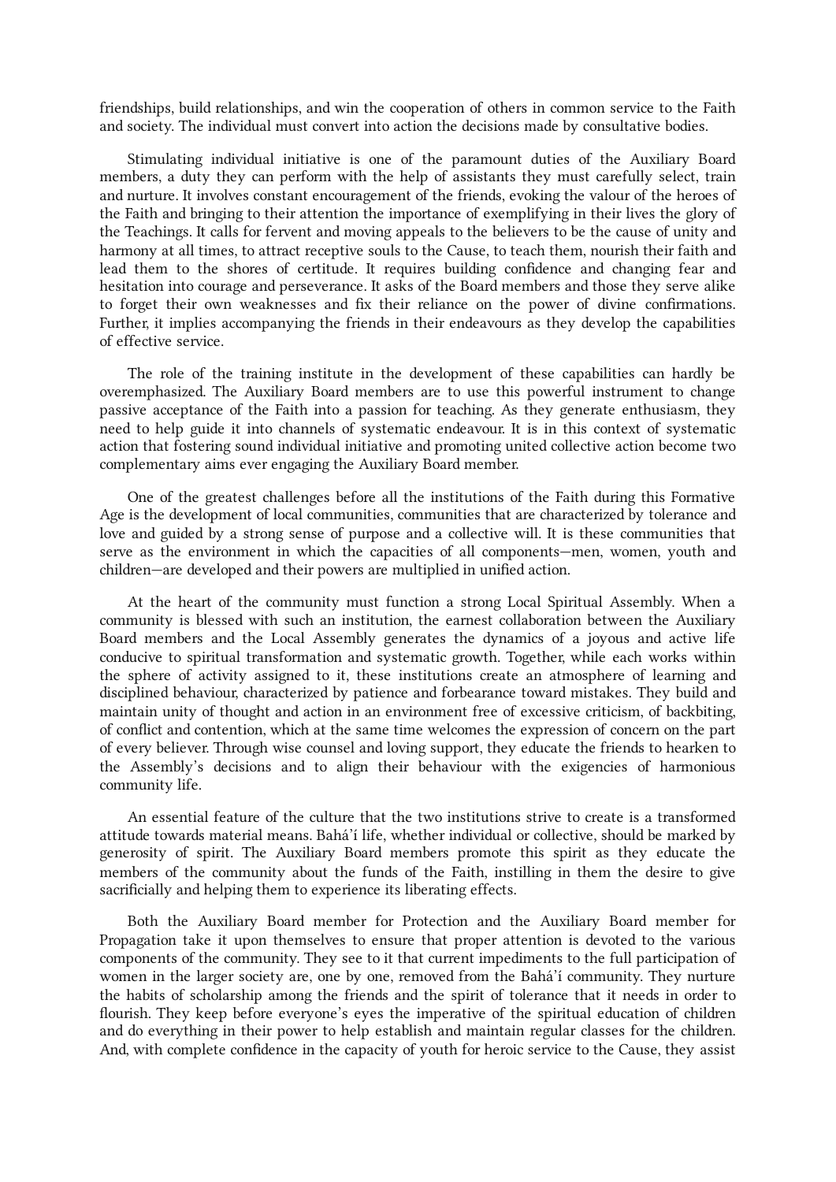friendships, build relationships, and win the cooperation of others in common service to the Faith and society. The individual must convert into action the decisions made by consultative bodies.

Stimulating individual initiative is one of the paramount duties of the Auxiliary Board members, a duty they can perform with the help of assistants they must carefully select, train and nurture. It involves constant encouragement of the friends, evoking the valour of the heroes of the Faith and bringing to their attention the importance of exemplifying in their lives the glory of the Teachings. It calls for fervent and moving appeals to the believers to be the cause of unity and harmony at all times, to attract receptive souls to the Cause, to teach them, nourish their faith and lead them to the shores of certitude. It requires building confidence and changing fear and hesitation into courage and perseverance. It asks of the Board members and those they serve alike to forget their own weaknesses and fix their reliance on the power of divine confirmations. Further, it implies accompanying the friends in their endeavours as they develop the capabilities of effective service.

The role of the training institute in the development of these capabilities can hardly be overemphasized. The Auxiliary Board members are to use this powerful instrument to change passive acceptance of the Faith into a passion for teaching. As they generate enthusiasm, they need to help guide it into channels of systematic endeavour. It is in this context of systematic action that fostering sound individual initiative and promoting united collective action become two complementary aims ever engaging the Auxiliary Board member.

One of the greatest challenges before all the institutions of the Faith during this Formative Age is the development of local communities, communities that are characterized by tolerance and love and guided by a strong sense of purpose and a collective will. It is these communities that serve as the environment in which the capacities of all components—men, women, youth and children—are developed and their powers are multiplied in unified action.

At the heart of the community must function a strong Local Spiritual Assembly. When a community is blessed with such an institution, the earnest collaboration between the Auxiliary Board members and the Local Assembly generates the dynamics of a joyous and active life conducive to spiritual transformation and systematic growth. Together, while each works within the sphere of activity assigned to it, these institutions create an atmosphere of learning and disciplined behaviour, characterized by patience and forbearance toward mistakes. They build and maintain unity of thought and action in an environment free of excessive criticism, of backbiting, of conflict and contention, which at the same time welcomes the expression of concern on the part of every believer. Through wise counsel and loving support, they educate the friends to hearken to the Assembly's decisions and to align their behaviour with the exigencies of harmonious community life.

An essential feature of the culture that the two institutions strive to create is a transformed attitude towards material means. Bahá'í life, whether individual or collective, should be marked by generosity of spirit. The Auxiliary Board members promote this spirit as they educate the members of the community about the funds of the Faith, instilling in them the desire to give sacrificially and helping them to experience its liberating effects.

Both the Auxiliary Board member for Protection and the Auxiliary Board member for Propagation take it upon themselves to ensure that proper attention is devoted to the various components of the community. They see to it that current impediments to the full participation of women in the larger society are, one by one, removed from the Bahá'í community. They nurture the habits of scholarship among the friends and the spirit of tolerance that it needs in order to flourish. They keep before everyone's eyes the imperative of the spiritual education of children and do everything in their power to help establish and maintain regular classes for the children. And, with complete confidence in the capacity of youth for heroic service to the Cause, they assist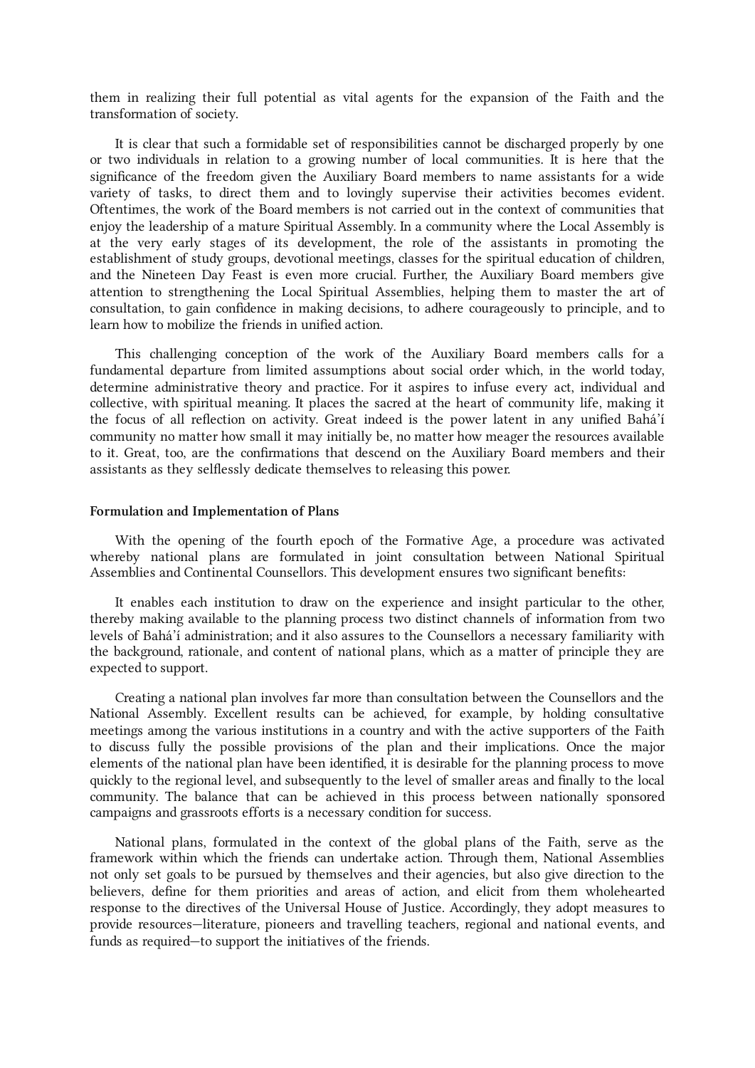them in realizing their full potential as vital agents for the expansion of the Faith and the transformation of society.

It is clear that such a formidable set of responsibilities cannot be discharged properly by one or two individuals in relation to a growing number of local communities. It is here that the significance of the freedom given the Auxiliary Board members to name assistants for a wide variety of tasks, to direct them and to lovingly supervise their activities becomes evident. Oftentimes, the work of the Board members is not carried out in the context of communities that enjoy the leadership of a mature Spiritual Assembly. In a community where the Local Assembly is at the very early stages of its development, the role of the assistants in promoting the establishment of study groups, devotional meetings, classes for the spiritual education of children, and the Nineteen Day Feast is even more crucial. Further, the Auxiliary Board members give attention to strengthening the Local Spiritual Assemblies, helping them to master the art of consultation, to gain confidence in making decisions, to adhere courageously to principle, and to learn how to mobilize the friends in unified action.

This challenging conception of the work of the Auxiliary Board members calls for a fundamental departure from limited assumptions about social order which, in the world today, determine administrative theory and practice. For it aspires to infuse every act, individual and collective, with spiritual meaning. It places the sacred at the heart of community life, making it the focus of all reflection on activity. Great indeed is the power latent in any unified Bahá'í community no matter how small it may initially be, no matter how meager the resources available to it. Great, too, are the confirmations that descend on the Auxiliary Board members and their assistants as they selflessly dedicate themselves to releasing this power.

**Formulation and Implementation of Plans**

With the opening of the fourth epoch of the Formative Age, a procedure was activated whereby national plans are formulated in joint consultation between National Spiritual Assemblies and Continental Counsellors. This development ensures two significant benefits:

It enables each institution to draw on the experience and insight particular to the other, thereby making available to the planning process two distinct channels of information from two levels of Bahá'í administration; and it also assures to the Counsellors a necessary familiarity with the background, rationale, and content of national plans, which as a matter of principle they are expected to support.

Creating a national plan involves far more than consultation between the Counsellors and the National Assembly. Excellent results can be achieved, for example, by holding consultative meetings among the various institutions in a country and with the active supporters of the Faith to discuss fully the possible provisions of the plan and their implications. Once the major elements of the national plan have been identified, it is desirable for the planning process to move quickly to the regional level, and subsequently to the level of smaller areas and finally to the local community. The balance that can be achieved in this process between nationally sponsored campaigns and grassroots efforts is a necessary condition for success.

National plans, formulated in the context of the global plans of the Faith, serve as the framework within which the friends can undertake action. Through them, National Assemblies not only set goals to be pursued by themselves and their agencies, but also give direction to the believers, define for them priorities and areas of action, and elicit from them wholehearted response to the directives of the Universal House of Justice. Accordingly, they adopt measures to provide resources—literature, pioneers and travelling teachers, regional and national events, and funds as required—to support the initiatives of the friends.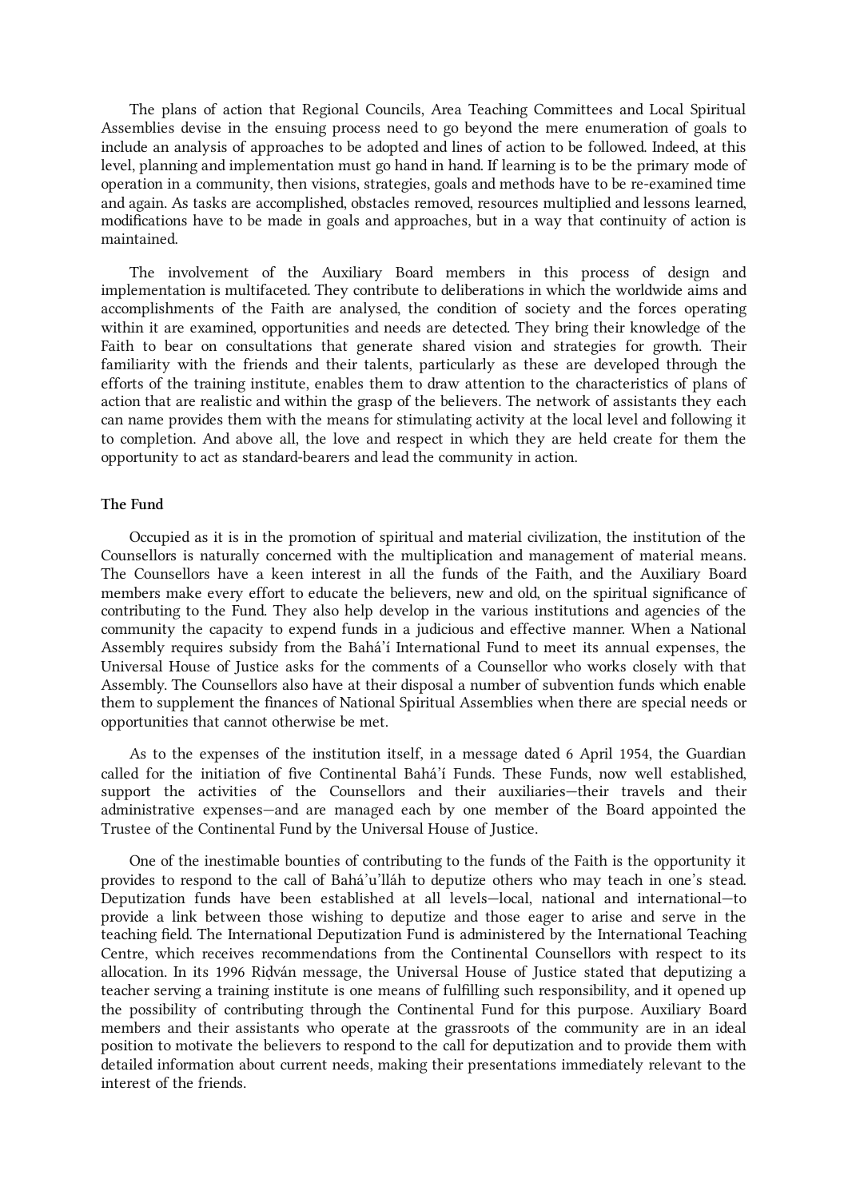The plans of action that Regional Councils, Area Teaching Committees and Local Spiritual Assemblies devise in the ensuing process need to go beyond the mere enumeration of goals to include an analysis of approaches to be adopted and lines of action to be followed. Indeed, at this level, planning and implementation must go hand in hand. If learning is to be the primary mode of operation in a community, then visions, strategies, goals and methods have to be re-examined time and again. As tasks are accomplished, obstacles removed, resources multiplied and lessons learned, modifications have to be made in goals and approaches, but in a way that continuity of action is maintained.

The involvement of the Auxiliary Board members in this process of design and implementation is multifaceted. They contribute to deliberations in which the worldwide aims and accomplishments of the Faith are analysed, the condition of society and the forces operating within it are examined, opportunities and needs are detected. They bring their knowledge of the Faith to bear on consultations that generate shared vision and strategies for growth. Their familiarity with the friends and their talents, particularly as these are developed through the efforts of the training institute, enables them to draw attention to the characteristics of plans of action that are realistic and within the grasp of the believers. The network of assistants they each can name provides them with the means for stimulating activity at the local level and following it to completion. And above all, the love and respect in which they are held create for them the opportunity to act as standard-bearers and lead the community in action.

**The Fund**

Occupied as it is in the promotion of spiritual and material civilization, the institution of the Counsellors is naturally concerned with the multiplication and management of material means. The Counsellors have a keen interest in all the funds of the Faith, and the Auxiliary Board members make every effort to educate the believers, new and old, on the spiritual significance of contributing to the Fund. They also help develop in the various institutions and agencies of the community the capacity to expend funds in a judicious and effective manner. When a National Assembly requires subsidy from the Bahá'í International Fund to meet its annual expenses, the Universal House of Justice asks for the comments of a Counsellor who works closely with that Assembly. The Counsellors also have at their disposal a number of subvention funds which enable them to supplement the finances of National Spiritual Assemblies when there are special needs or opportunities that cannot otherwise be met.

As to the expenses of the institution itself, in a message dated 6 April 1954, the Guardian called for the initiation of five Continental Bahá'í Funds. These Funds, now well established, support the activities of the Counsellors and their auxiliaries—their travels and their administrative expenses—and are managed each by one member of the Board appointed the Trustee of the Continental Fund by the Universal House of Justice.

One of the inestimable bounties of contributing to the funds of the Faith is the opportunity it provides to respond to the call of Bahá'u'lláh to deputize others who may teach in one's stead. Deputization funds have been established at all levels—local, national and international—to provide a link between those wishing to deputize and those eager to arise and serve in the teaching field. The International Deputization Fund is administered by the International Teaching Centre, which receives recommendations from the Continental Counsellors with respect to its allocation. In its 1996 Riḍván message, the Universal House of Justice stated that deputizing a teacher serving a training institute is one means of fulfilling such responsibility, and it opened up the possibility of contributing through the Continental Fund for this purpose. Auxiliary Board members and their assistants who operate at the grassroots of the community are in an ideal position to motivate the believers to respond to the call for deputization and to provide them with detailed information about current needs, making their presentations immediately relevant to the interest of the friends.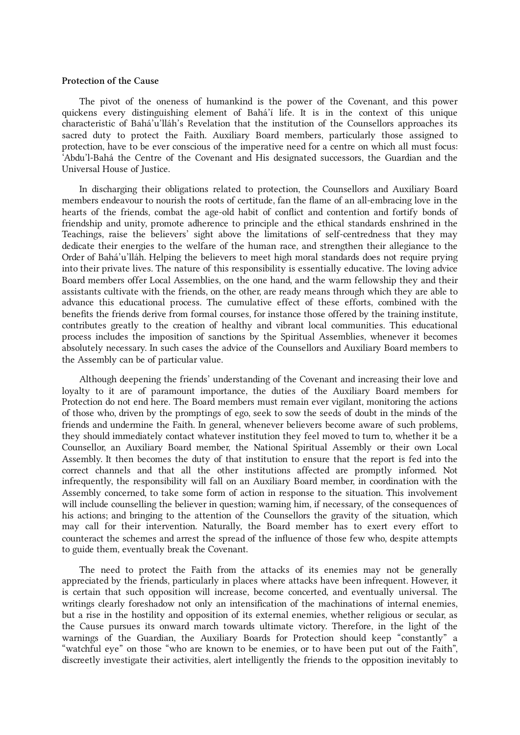**Protection of the Cause**

The pivot of the oneness of humankind is the power of the Covenant, and this power quickens every distinguishing element of Bahá'í life. It is in the context of this unique characteristic of Bahá'u'lláh's Revelation that the institution of the Counsellors approaches its sacred duty to protect the Faith. Auxiliary Board members, particularly those assigned to protection, have to be ever conscious of the imperative need for a centre on which all must focus: 'Abdu'l-Bahá the Centre of the Covenant and His designated successors, the Guardian and the Universal House of Justice.

In discharging their obligations related to protection, the Counsellors and Auxiliary Board members endeavour to nourish the roots of certitude, fan the flame of an all-embracing love in the hearts of the friends, combat the age-old habit of conflict and contention and fortify bonds of friendship and unity, promote adherence to principle and the ethical standards enshrined in the Teachings, raise the believers' sight above the limitations of self-centredness that they may dedicate their energies to the welfare of the human race, and strengthen their allegiance to the Order of Bahá'u'lláh. Helping the believers to meet high moral standards does not require prying into their private lives. The nature of this responsibility is essentially educative. The loving advice Board members offer Local Assemblies, on the one hand, and the warm fellowship they and their assistants cultivate with the friends, on the other, are ready means through which they are able to advance this educational process. The cumulative effect of these efforts, combined with the benefits the friends derive from formal courses, for instance those offered by the training institute, contributes greatly to the creation of healthy and vibrant local communities. This educational process includes the imposition of sanctions by the Spiritual Assemblies, whenever it becomes absolutely necessary. In such cases the advice of the Counsellors and Auxiliary Board members to the Assembly can be of particular value.

Although deepening the friends' understanding of the Covenant and increasing their love and loyalty to it are of paramount importance, the duties of the Auxiliary Board members for Protection do not end here. The Board members must remain ever vigilant, monitoring the actions of those who, driven by the promptings of ego, seek to sow the seeds of doubt in the minds of the friends and undermine the Faith. In general, whenever believers become aware of such problems, they should immediately contact whatever institution they feel moved to turn to, whether it be a Counsellor, an Auxiliary Board member, the National Spiritual Assembly or their own Local Assembly. It then becomes the duty of that institution to ensure that the report is fed into the correct channels and that all the other institutions affected are promptly informed. Not infrequently, the responsibility will fall on an Auxiliary Board member, in coordination with the Assembly concerned, to take some form of action in response to the situation. This involvement will include counselling the believer in question; warning him, if necessary, of the consequences of his actions; and bringing to the attention of the Counsellors the gravity of the situation, which may call for their intervention. Naturally, the Board member has to exert every effort to counteract the schemes and arrest the spread of the influence of those few who, despite attempts to guide them, eventually break the Covenant.

The need to protect the Faith from the attacks of its enemies may not be generally appreciated by the friends, particularly in places where attacks have been infrequent. However, it is certain that such opposition will increase, become concerted, and eventually universal. The writings clearly foreshadow not only an intensification of the machinations of internal enemies, but a rise in the hostility and opposition of its external enemies, whether religious or secular, as the Cause pursues its onward march towards ultimate victory. Therefore, in the light of the warnings of the Guardian, the Auxiliary Boards for Protection should keep "constantly" a "watchful eye" on those "who are known to be enemies, or to have been put out of the Faith", discreetly investigate their activities, alert intelligently the friends to the opposition inevitably to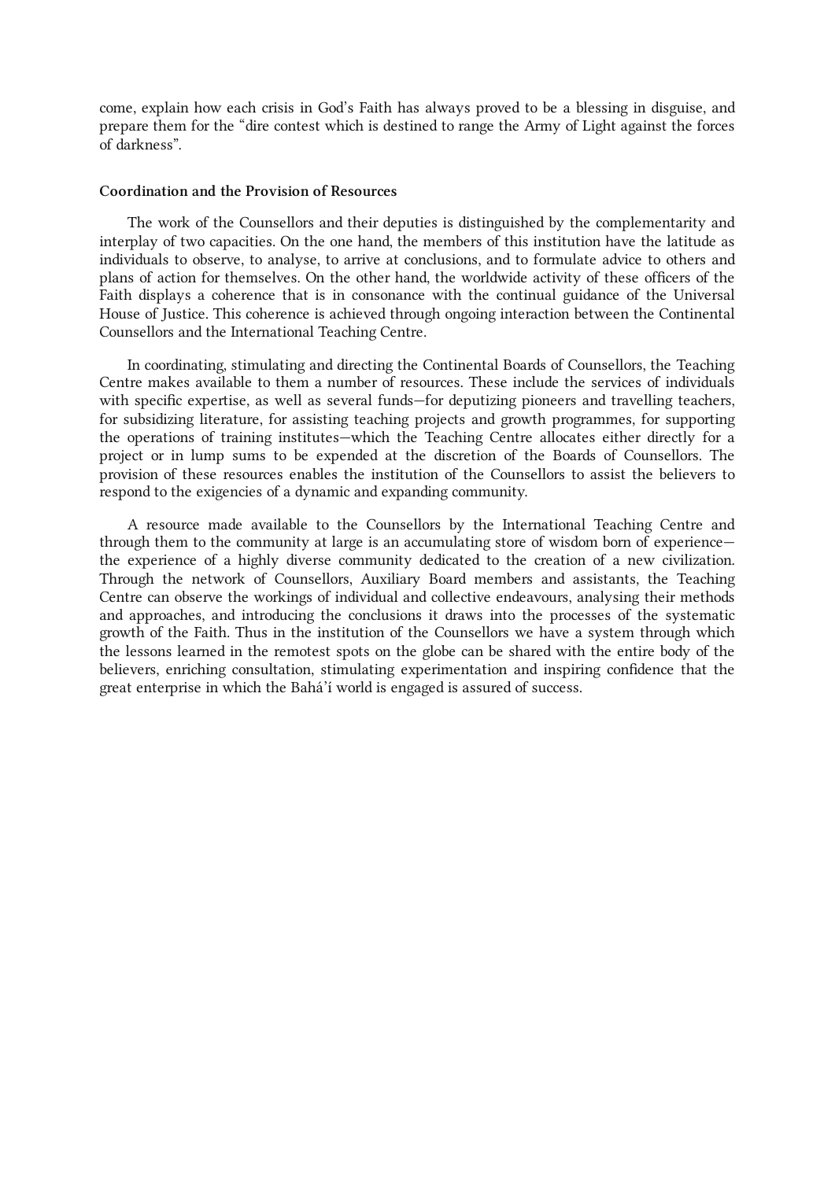come, explain how each crisis in God's Faith has always proved to be a blessing in disguise, and prepare them for the "dire contest which is destined to range the Army of Light against the forces of darkness".

**Coordination and the Provision of Resources**

The work of the Counsellors and their deputies is distinguished by the complementarity and interplay of two capacities. On the one hand, the members of this institution have the latitude as individuals to observe, to analyse, to arrive at conclusions, and to formulate advice to others and plans of action for themselves. On the other hand, the worldwide activity of these officers of the Faith displays a coherence that is in consonance with the continual guidance of the Universal House of Justice. This coherence is achieved through ongoing interaction between the Continental Counsellors and the International Teaching Centre.

In coordinating, stimulating and directing the Continental Boards of Counsellors, the Teaching Centre makes available to them a number of resources. These include the services of individuals with specific expertise, as well as several funds—for deputizing pioneers and travelling teachers, for subsidizing literature, for assisting teaching projects and growth programmes, for supporting the operations of training institutes—which the Teaching Centre allocates either directly for a project or in lump sums to be expended at the discretion of the Boards of Counsellors. The provision of these resources enables the institution of the Counsellors to assist the believers to respond to the exigencies of a dynamic and expanding community.

A resource made available to the Counsellors by the International Teaching Centre and through them to the community at large is an accumulating store of wisdom born of experience—the experience of a highly diverse community dedicated to the creation of a new civilization. Through the network of Counsellors, Auxiliary Board members and assistants, the Teaching Centre can observe the workings of individual and collective endeavours, analysing their methods and approaches, and introducing the conclusions it draws into the processes of the systematic growth of the Faith. Thus in the institution of the Counsellors we have a system through which the lessons learned in the remotest spots on the globe can be shared with the entire body of the believers, enriching consultation, stimulating experimentation and inspiring confidence that the great enterprise in which the Bahá'í world is engaged is assured of success.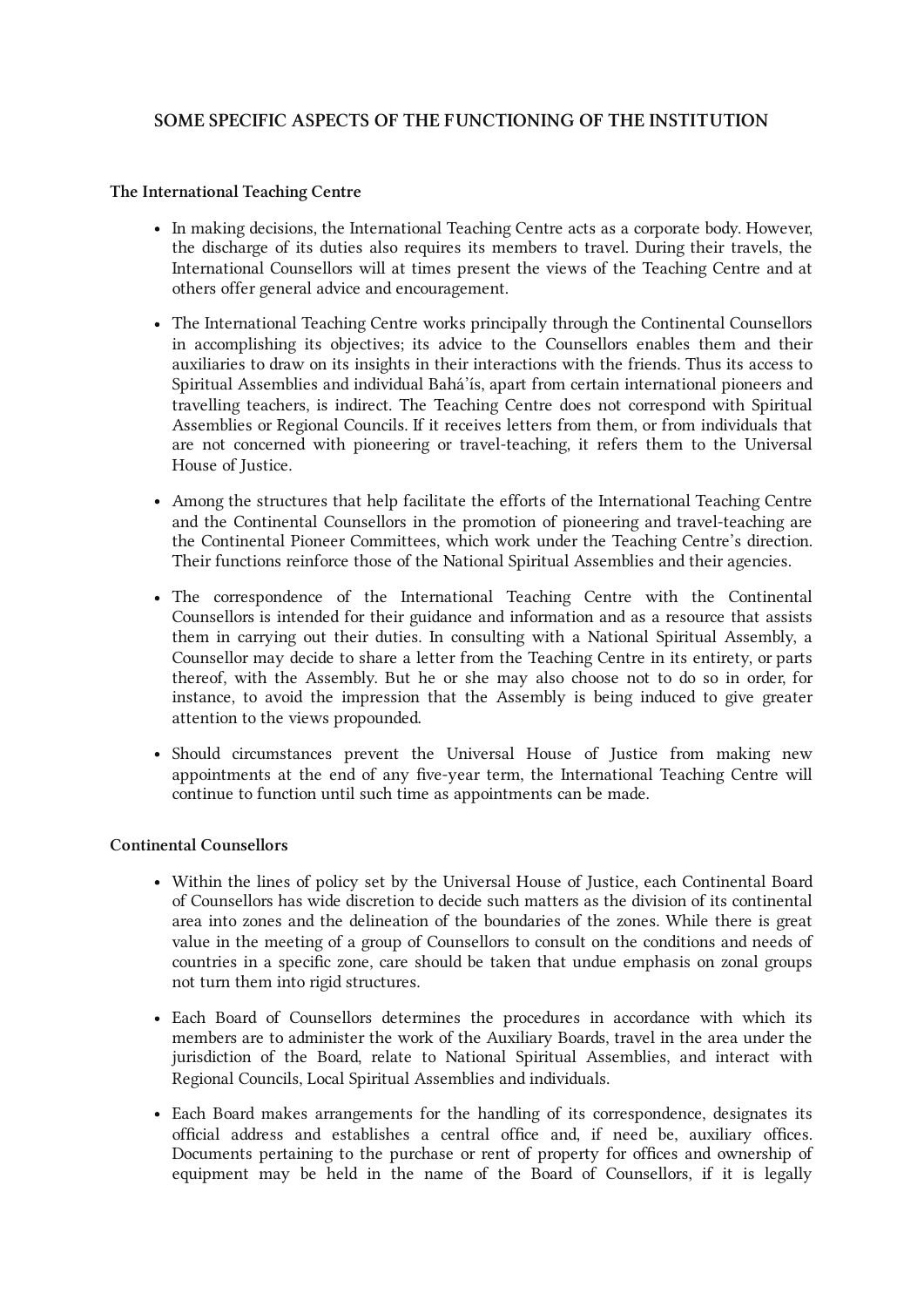## SOME SPECIFIC ASPECTS OF THE FUNCTIONING OF THE INSTITUTION

### The International Teaching Centre

- In making decisions, the International Teaching Centre acts as a corporate body. However, the discharge of its duties also requires its members to travel. During their travels, the International Counsellors will at times present the views of the Teaching Centre and at others offer general advice and encouragement.
- The International Teaching Centre works principally through the Continental Counsellors in accomplishing its objectives; its advice to the Counsellors enables them and their auxiliaries to draw on its insights in their interactions with the friends. Thus its access to Spiritual Assemblies and individual Bahá'ís, apart from certain international pioneers and travelling teachers, is indirect. The Teaching Centre does not correspond with Spiritual Assemblies or Regional Councils. If it receives letters from them, or from individuals that are not concerned with pioneering or travel-teaching, it refers them to the Universal House of Justice.
- Among the structures that help facilitate the efforts of the International Teaching Centre and the Continental Counsellors in the promotion of pioneering and travel-teaching are the Continental Pioneer Committees, which work under the Teaching Centre's direction. Their functions reinforce those of the National Spiritual Assemblies and their agencies.
- The correspondence of the International Teaching Centre with the Continental Counsellors is intended for their guidance and information and as a resource that assists them in carrying out their duties. In consulting with a National Spiritual Assembly, a Counsellor may decide to share a letter from the Teaching Centre in its entirety, or parts thereof, with the Assembly. But he or she may also choose not to do so in order, for instance, to avoid the impression that the Assembly is being induced to give greater attention to the views propounded.
- Should circumstances prevent the Universal House of Justice from making new appointments at the end of any five-year term, the International Teaching Centre will continue to function until such time as appointments can be made.

### Continental Counsellors

- Within the lines of policy set by the Universal House of Justice, each Continental Board of Counsellors has wide discretion to decide such matters as the division of its continental area into zones and the delineation of the boundaries of the zones. While there is great value in the meeting of a group of Counsellors to consult on the conditions and needs of countries in a specific zone, care should be taken that undue emphasis on zonal groups not turn them into rigid structures.
- Each Board of Counsellors determines the procedures in accordance with which its members are to administer the work of the Auxiliary Boards, travel in the area under the jurisdiction of the Board, relate to National Spiritual Assemblies, and interact with Regional Councils, Local Spiritual Assemblies and individuals.
- Each Board makes arrangements for the handling of its correspondence, designates its official address and establishes a central office and, if need be, auxiliary offices. Documents pertaining to the purchase or rent of property for offices and ownership of equipment may be held in the name of the Board of Counsellors, if it is legally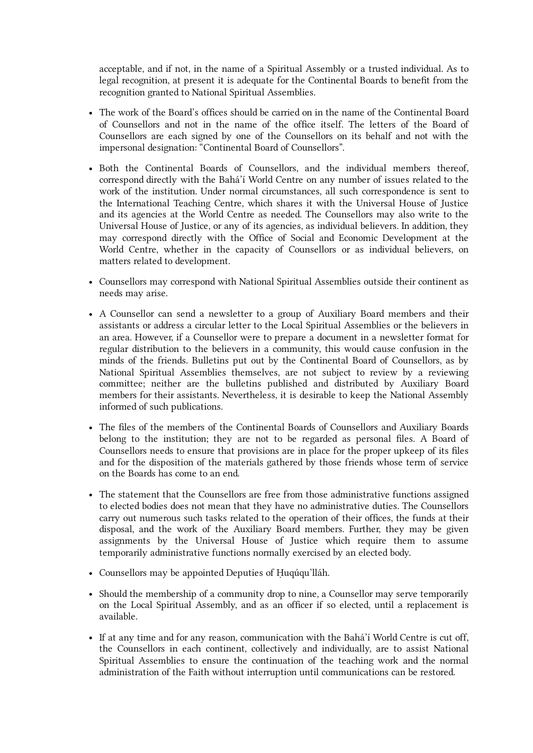acceptable, and if not, in the name of a Spiritual Assembly or a trusted individual. As to legal recognition, at present it is adequate for the Continental Boards to benefit from the recognition granted to National Spiritual Assemblies.

- The work of the Board's offices should be carried on in the name of the Continental Board of Counsellors and not in the name of the office itself. The letters of the Board of Counsellors are each signed by one of the Counsellors on its behalf and not with the impersonal designation: "Continental Board of Counsellors".
- Both the Continental Boards of Counsellors, and the individual members thereof, correspond directly with the Bahá'í World Centre on any number of issues related to the work of the institution. Under normal circumstances, all such correspondence is sent to the International Teaching Centre, which shares it with the Universal House of Justice and its agencies at the World Centre as needed. The Counsellors may also write to the Universal House of Justice, or any of its agencies, as individual believers. In addition, they may correspond directly with the Office of Social and Economic Development at the World Centre, whether in the capacity of Counsellors or as individual believers, on matters related to development.
- Counsellors may correspond with National Spiritual Assemblies outside their continent as needs may arise.
- A Counsellor can send a newsletter to a group of Auxiliary Board members and their assistants or address a circular letter to the Local Spiritual Assemblies or the believers in an area. However, if a Counsellor were to prepare a document in a newsletter format for regular distribution to the believers in a community, this would cause confusion in the minds of the friends. Bulletins put out by the Continental Board of Counsellors, as by National Spiritual Assemblies themselves, are not subject to review by a reviewing committee; neither are the bulletins published and distributed by Auxiliary Board members for their assistants. Nevertheless, it is desirable to keep the National Assembly informed of such publications.
- The files of the members of the Continental Boards of Counsellors and Auxiliary Boards belong to the institution; they are not to be regarded as personal files. A Board of Counsellors needs to ensure that provisions are in place for the proper upkeep of its files and for the disposition of the materials gathered by those friends whose term of service on the Boards has come to an end.
- The statement that the Counsellors are free from those administrative functions assigned to elected bodies does not mean that they have no administrative duties. The Counsellors carry out numerous such tasks related to the operation of their offices, the funds at their disposal, and the work of the Auxiliary Board members. Further, they may be given assignments by the Universal House of Justice which require them to assume temporarily administrative functions normally exercised by an elected body.
- Counsellors may be appointed Deputies of Ḥuqúqu'lláh.
- Should the membership of a community drop to nine, a Counsellor may serve temporarily on the Local Spiritual Assembly, and as an officer if so elected, until a replacement is available.
- If at any time and for any reason, communication with the Bahá'í World Centre is cut off, the Counsellors in each continent, collectively and individually, are to assist National Spiritual Assemblies to ensure the continuation of the teaching work and the normal administration of the Faith without interruption until communications can be restored.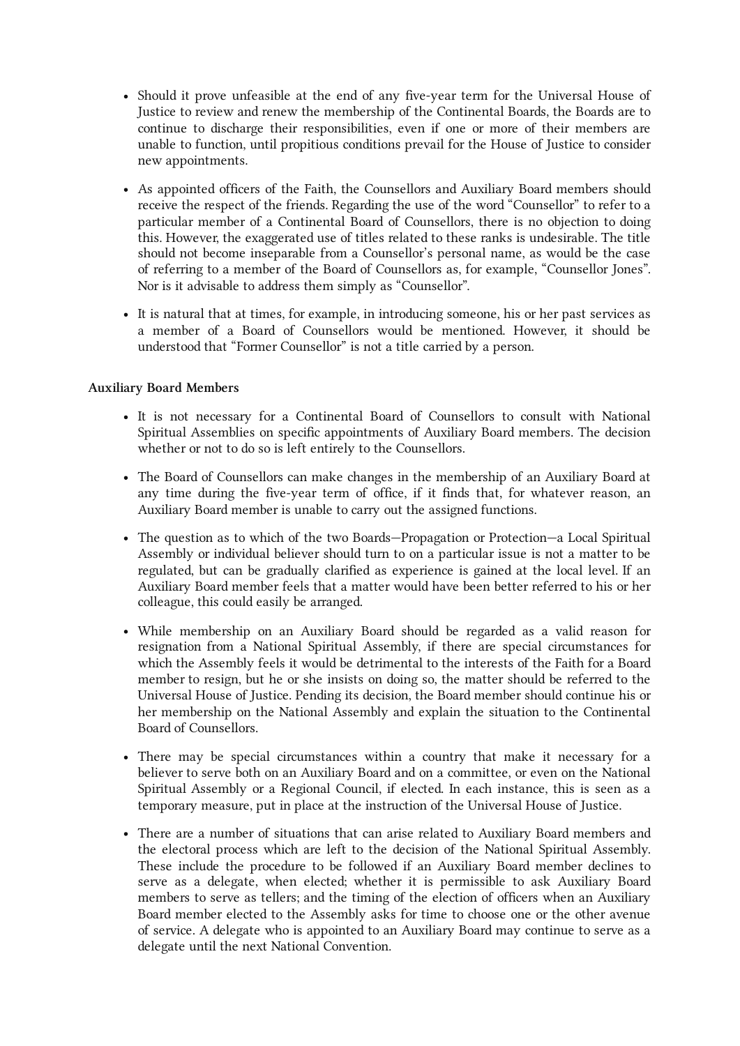- Should it prove unfeasible at the end of any five-year term for the Universal House of Justice to review and renew the membership of the Continental Boards, the Boards are to continue to discharge their responsibilities, even if one or more of their members are unable to function, until propitious conditions prevail for the House of Justice to consider new appointments.

- As appointed officers of the Faith, the Counsellors and Auxiliary Board members should receive the respect of the friends. Regarding the use of the word "Counsellor" to refer to a particular member of a Continental Board of Counsellors, there is no objection to doing this. However, the exaggerated use of titles related to these ranks is undesirable. The title should not become inseparable from a Counsellor's personal name, as would be the case of referring to a member of the Board of Counsellors as, for example, "Counsellor Jones". Nor is it advisable to address them simply as "Counsellor".

- It is natural that at times, for example, in introducing someone, his or her past services as a member of a Board of Counsellors would be mentioned. However, it should be understood that "Former Counsellor" is not a title carried by a person.

**Auxiliary Board Members**

- It is not necessary for a Continental Board of Counsellors to consult with National Spiritual Assemblies on specific appointments of Auxiliary Board members. The decision whether or not to do so is left entirely to the Counsellors.

- The Board of Counsellors can make changes in the membership of an Auxiliary Board at any time during the five-year term of office, if it finds that, for whatever reason, an Auxiliary Board member is unable to carry out the assigned functions.

- The question as to which of the two Boards—Propagation or Protection—a Local Spiritual Assembly or individual believer should turn to on a particular issue is not a matter to be regulated, but can be gradually clarified as experience is gained at the local level. If an Auxiliary Board member feels that a matter would have been better referred to his or her colleague, this could easily be arranged.

- While membership on an Auxiliary Board should be regarded as a valid reason for resignation from a National Spiritual Assembly, if there are special circumstances for which the Assembly feels it would be detrimental to the interests of the Faith for a Board member to resign, but he or she insists on doing so, the matter should be referred to the Universal House of Justice. Pending its decision, the Board member should continue his or her membership on the National Assembly and explain the situation to the Continental Board of Counsellors.

- There may be special circumstances within a country that make it necessary for a believer to serve both on an Auxiliary Board and on a committee, or even on the National Spiritual Assembly or a Regional Council, if elected. In each instance, this is seen as a temporary measure, put in place at the instruction of the Universal House of Justice.

- There are a number of situations that can arise related to Auxiliary Board members and the electoral process which are left to the decision of the National Spiritual Assembly. These include the procedure to be followed if an Auxiliary Board member declines to serve as a delegate, when elected; whether it is permissible to ask Auxiliary Board members to serve as tellers; and the timing of the election of officers when an Auxiliary Board member elected to the Assembly asks for time to choose one or the other avenue of service. A delegate who is appointed to an Auxiliary Board may continue to serve as a delegate until the next National Convention.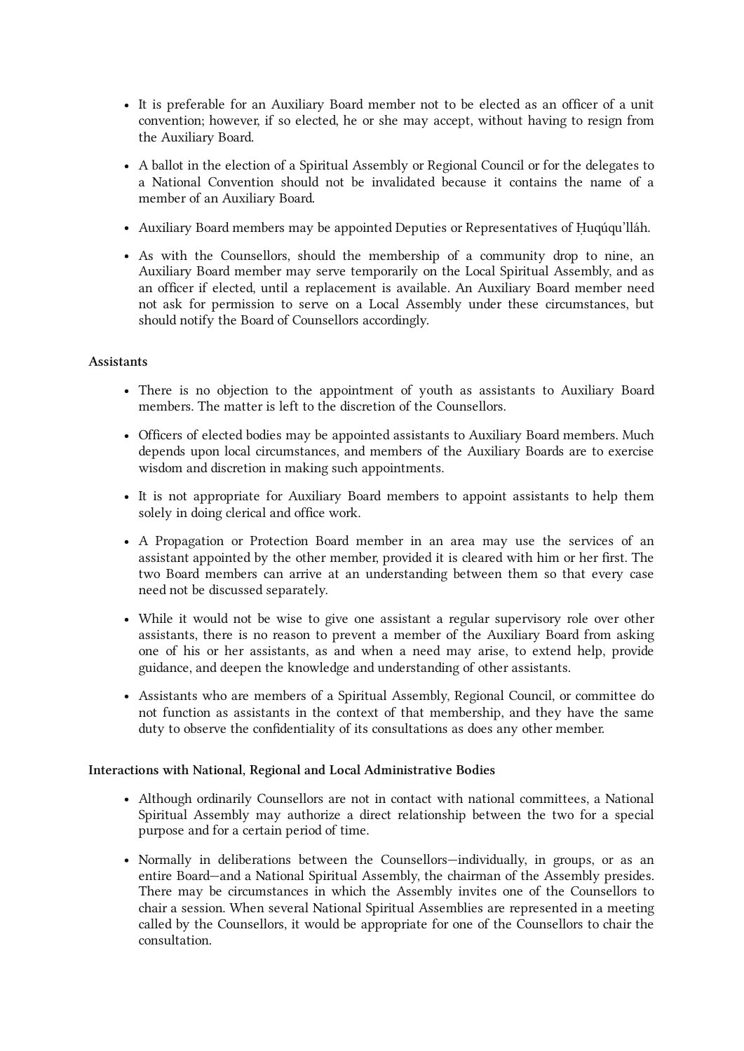- It is preferable for an Auxiliary Board member not to be elected as an officer of a unit convention; however, if so elected, he or she may accept, without having to resign from the Auxiliary Board.

- A ballot in the election of a Spiritual Assembly or Regional Council or for the delegates to a National Convention should not be invalidated because it contains the name of a member of an Auxiliary Board.

- Auxiliary Board members may be appointed Deputies or Representatives of Ḥuqúqu'lláh.

- As with the Counsellors, should the membership of a community drop to nine, an Auxiliary Board member may serve temporarily on the Local Spiritual Assembly, and as an officer if elected, until a replacement is available. An Auxiliary Board member need not ask for permission to serve on a Local Assembly under these circumstances, but should notify the Board of Counsellors accordingly.

### Assistants

- There is no objection to the appointment of youth as assistants to Auxiliary Board members. The matter is left to the discretion of the Counsellors.

- Officers of elected bodies may be appointed assistants to Auxiliary Board members. Much depends upon local circumstances, and members of the Auxiliary Boards are to exercise wisdom and discretion in making such appointments.

- It is not appropriate for Auxiliary Board members to appoint assistants to help them solely in doing clerical and office work.

- A Propagation or Protection Board member in an area may use the services of an assistant appointed by the other member, provided it is cleared with him or her first. The two Board members can arrive at an understanding between them so that every case need not be discussed separately.

- While it would not be wise to give one assistant a regular supervisory role over other assistants, there is no reason to prevent a member of the Auxiliary Board from asking one of his or her assistants, as and when a need may arise, to extend help, provide guidance, and deepen the knowledge and understanding of other assistants.

- Assistants who are members of a Spiritual Assembly, Regional Council, or committee do not function as assistants in the context of that membership, and they have the same duty to observe the confidentiality of its consultations as does any other member.

### Interactions with National, Regional and Local Administrative Bodies

- Although ordinarily Counsellors are not in contact with national committees, a National Spiritual Assembly may authorize a direct relationship between the two for a special purpose and for a certain period of time.

- Normally in deliberations between the Counsellors—individually, in groups, or as an entire Board—and a National Spiritual Assembly, the chairman of the Assembly presides. There may be circumstances in which the Assembly invites one of the Counsellors to chair a session. When several National Spiritual Assemblies are represented in a meeting called by the Counsellors, it would be appropriate for one of the Counsellors to chair the consultation.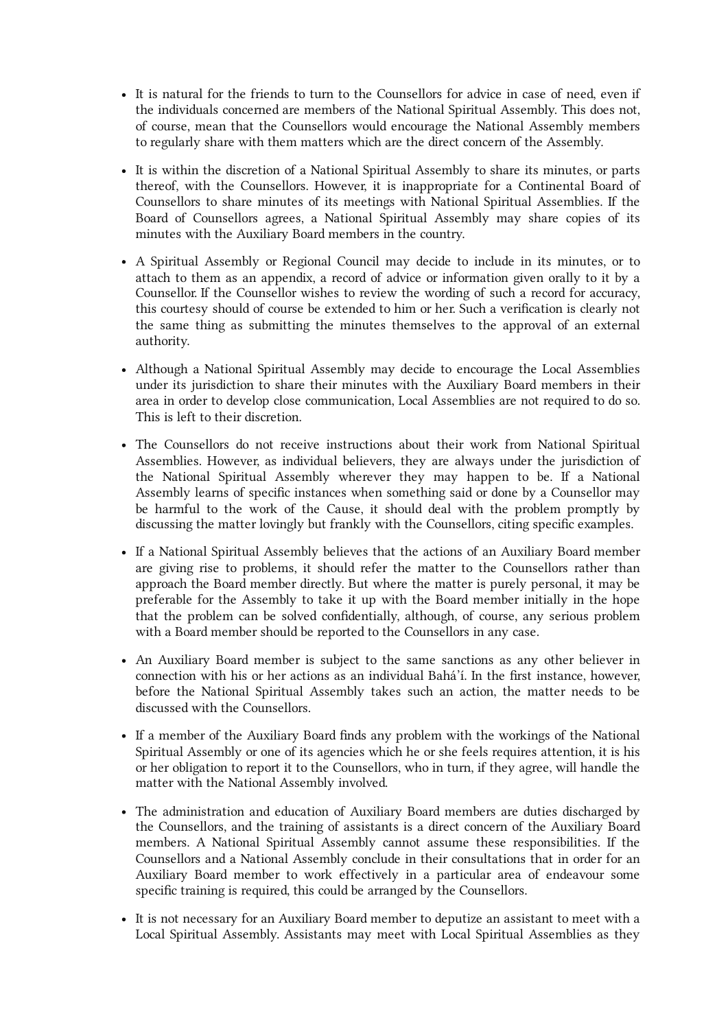- It is natural for the friends to turn to the Counsellors for advice in case of need, even if the individuals concerned are members of the National Spiritual Assembly. This does not, of course, mean that the Counsellors would encourage the National Assembly members to regularly share with them matters which are the direct concern of the Assembly.

- It is within the discretion of a National Spiritual Assembly to share its minutes, or parts thereof, with the Counsellors. However, it is inappropriate for a Continental Board of Counsellors to share minutes of its meetings with National Spiritual Assemblies. If the Board of Counsellors agrees, a National Spiritual Assembly may share copies of its minutes with the Auxiliary Board members in the country.

- A Spiritual Assembly or Regional Council may decide to include in its minutes, or to attach to them as an appendix, a record of advice or information given orally to it by a Counsellor. If the Counsellor wishes to review the wording of such a record for accuracy, this courtesy should of course be extended to him or her. Such a verification is clearly not the same thing as submitting the minutes themselves to the approval of an external authority.

- Although a National Spiritual Assembly may decide to encourage the Local Assemblies under its jurisdiction to share their minutes with the Auxiliary Board members in their area in order to develop close communication, Local Assemblies are not required to do so. This is left to their discretion.

- The Counsellors do not receive instructions about their work from National Spiritual Assemblies. However, as individual believers, they are always under the jurisdiction of the National Spiritual Assembly wherever they may happen to be. If a National Assembly learns of specific instances when something said or done by a Counsellor may be harmful to the work of the Cause, it should deal with the problem promptly by discussing the matter lovingly but frankly with the Counsellors, citing specific examples.

- If a National Spiritual Assembly believes that the actions of an Auxiliary Board member are giving rise to problems, it should refer the matter to the Counsellors rather than approach the Board member directly. But where the matter is purely personal, it may be preferable for the Assembly to take it up with the Board member initially in the hope that the problem can be solved confidentially, although, of course, any serious problem with a Board member should be reported to the Counsellors in any case.

- An Auxiliary Board member is subject to the same sanctions as any other believer in connection with his or her actions as an individual Bahá'í. In the first instance, however, before the National Spiritual Assembly takes such an action, the matter needs to be discussed with the Counsellors.

- If a member of the Auxiliary Board finds any problem with the workings of the National Spiritual Assembly or one of its agencies which he or she feels requires attention, it is his or her obligation to report it to the Counsellors, who in turn, if they agree, will handle the matter with the National Assembly involved.

- The administration and education of Auxiliary Board members are duties discharged by the Counsellors, and the training of assistants is a direct concern of the Auxiliary Board members. A National Spiritual Assembly cannot assume these responsibilities. If the Counsellors and a National Assembly conclude in their consultations that in order for an Auxiliary Board member to work effectively in a particular area of endeavour some specific training is required, this could be arranged by the Counsellors.

- It is not necessary for an Auxiliary Board member to deputize an assistant to meet with a Local Spiritual Assembly. Assistants may meet with Local Spiritual Assemblies as they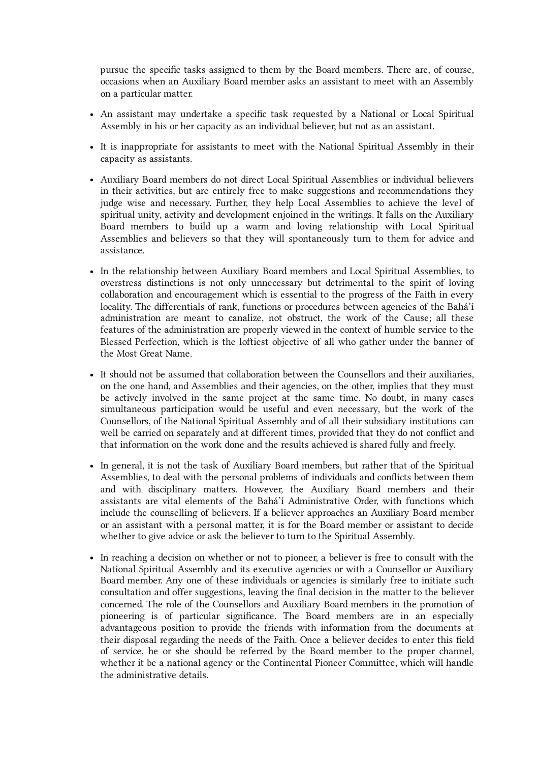pursue the specific tasks assigned to them by the Board members. There are, of course, occasions when an Auxiliary Board member asks an assistant to meet with an Assembly on a particular matter.

- An assistant may undertake a specific task requested by a National or Local Spiritual Assembly in his or her capacity as an individual believer, but not as an assistant.
- It is inappropriate for assistants to meet with the National Spiritual Assembly in their capacity as assistants.
- Auxiliary Board members do not direct Local Spiritual Assemblies or individual believers in their activities, but are entirely free to make suggestions and recommendations they judge wise and necessary. Further, they help Local Assemblies to achieve the level of spiritual unity, activity and development enjoined in the writings. It falls on the Auxiliary Board members to build up a warm and loving relationship with Local Spiritual Assemblies and believers so that they will spontaneously turn to them for advice and assistance.
- In the relationship between Auxiliary Board members and Local Spiritual Assemblies, to overstress distinctions is not only unnecessary but detrimental to the spirit of loving collaboration and encouragement which is essential to the progress of the Faith in every locality. The differentials of rank, functions or procedures between agencies of the Bahá'í administration are meant to canalize, not obstruct, the work of the Cause; all these features of the administration are properly viewed in the context of humble service to the Blessed Perfection, which is the loftiest objective of all who gather under the banner of the Most Great Name.
- It should not be assumed that collaboration between the Counsellors and their auxiliaries, on the one hand, and Assemblies and their agencies, on the other, implies that they must be actively involved in the same project at the same time. No doubt, in many cases simultaneous participation would be useful and even necessary, but the work of the Counsellors, of the National Spiritual Assembly and of all their subsidiary institutions can well be carried on separately and at different times, provided that they do not conflict and that information on the work done and the results achieved is shared fully and freely.
- In general, it is not the task of Auxiliary Board members, but rather that of the Spiritual Assemblies, to deal with the personal problems of individuals and conflicts between them and with disciplinary matters. However, the Auxiliary Board members and their assistants are vital elements of the Bahá'í Administrative Order, with functions which include the counselling of believers. If a believer approaches an Auxiliary Board member or an assistant with a personal matter, it is for the Board member or assistant to decide whether to give advice or ask the believer to turn to the Spiritual Assembly.
- In reaching a decision on whether or not to pioneer, a believer is free to consult with the National Spiritual Assembly and its executive agencies or with a Counsellor or Auxiliary Board member. Any one of these individuals or agencies is similarly free to initiate such consultation and offer suggestions, leaving the final decision in the matter to the believer concerned. The role of the Counsellors and Auxiliary Board members in the promotion of pioneering is of particular significance. The Board members are in an especially advantageous position to provide the friends with information from the documents at their disposal regarding the needs of the Faith. Once a believer decides to enter this field of service, he or she should be referred by the Board member to the proper channel, whether it be a national agency or the Continental Pioneer Committee, which will handle the administrative details.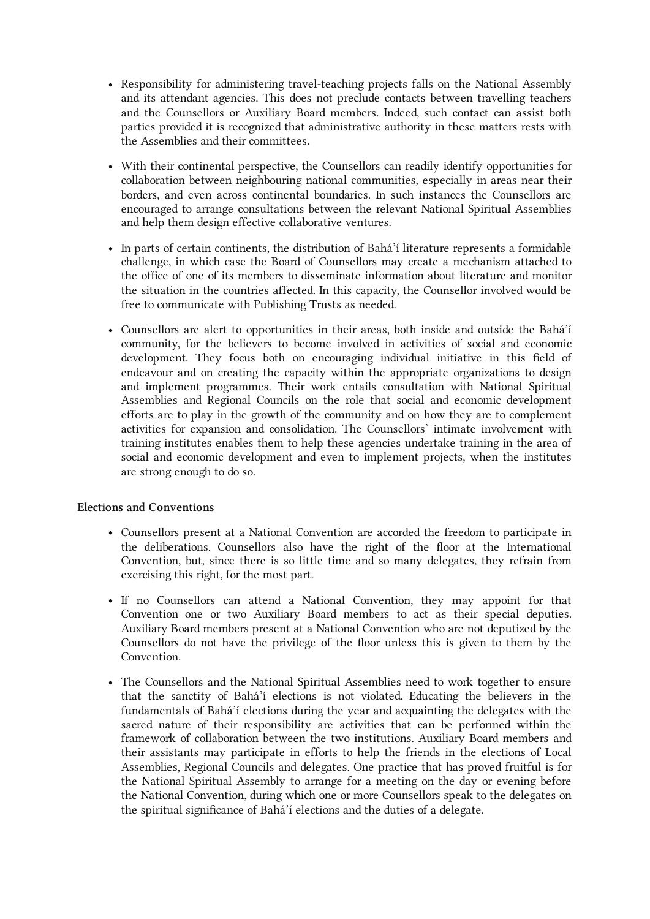- Responsibility for administering travel-teaching projects falls on the National Assembly and its attendant agencies. This does not preclude contacts between travelling teachers and the Counsellors or Auxiliary Board members. Indeed, such contact can assist both parties provided it is recognized that administrative authority in these matters rests with the Assemblies and their committees.

- With their continental perspective, the Counsellors can readily identify opportunities for collaboration between neighbouring national communities, especially in areas near their borders, and even across continental boundaries. In such instances the Counsellors are encouraged to arrange consultations between the relevant National Spiritual Assemblies and help them design effective collaborative ventures.

- In parts of certain continents, the distribution of Bahá'í literature represents a formidable challenge, in which case the Board of Counsellors may create a mechanism attached to the office of one of its members to disseminate information about literature and monitor the situation in the countries affected. In this capacity, the Counsellor involved would be free to communicate with Publishing Trusts as needed.

- Counsellors are alert to opportunities in their areas, both inside and outside the Bahá'í community, for the believers to become involved in activities of social and economic development. They focus both on encouraging individual initiative in this field of endeavour and on creating the capacity within the appropriate organizations to design and implement programmes. Their work entails consultation with National Spiritual Assemblies and Regional Councils on the role that social and economic development efforts are to play in the growth of the community and on how they are to complement activities for expansion and consolidation. The Counsellors' intimate involvement with training institutes enables them to help these agencies undertake training in the area of social and economic development and even to implement projects, when the institutes are strong enough to do so.

**Elections and Conventions**

- Counsellors present at a National Convention are accorded the freedom to participate in the deliberations. Counsellors also have the right of the floor at the International Convention, but, since there is so little time and so many delegates, they refrain from exercising this right, for the most part.

- If no Counsellors can attend a National Convention, they may appoint for that Convention one or two Auxiliary Board members to act as their special deputies. Auxiliary Board members present at a National Convention who are not deputized by the Counsellors do not have the privilege of the floor unless this is given to them by the Convention.

- The Counsellors and the National Spiritual Assemblies need to work together to ensure that the sanctity of Bahá'í elections is not violated. Educating the believers in the fundamentals of Bahá'í elections during the year and acquainting the delegates with the sacred nature of their responsibility are activities that can be performed within the framework of collaboration between the two institutions. Auxiliary Board members and their assistants may participate in efforts to help the friends in the elections of Local Assemblies, Regional Councils and delegates. One practice that has proved fruitful is for the National Spiritual Assembly to arrange for a meeting on the day or evening before the National Convention, during which one or more Counsellors speak to the delegates on the spiritual significance of Bahá'í elections and the duties of a delegate.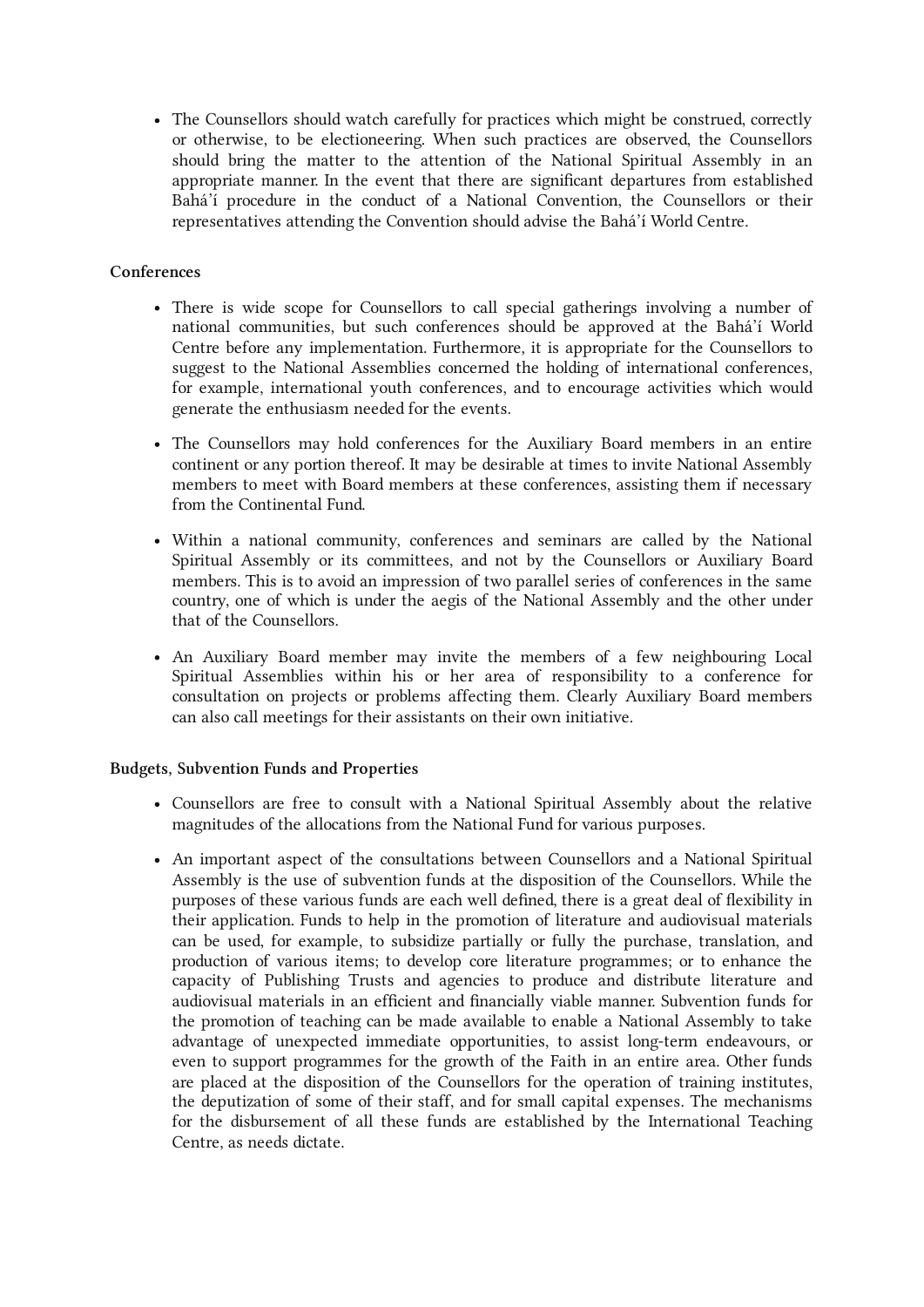- The Counsellors should watch carefully for practices which might be construed, correctly or otherwise, to be electioneering. When such practices are observed, the Counsellors should bring the matter to the attention of the National Spiritual Assembly in an appropriate manner. In the event that there are significant departures from established Bahá'í procedure in the conduct of a National Convention, the Counsellors or their representatives attending the Convention should advise the Bahá'í World Centre.

**Conferences**

- There is wide scope for Counsellors to call special gatherings involving a number of national communities, but such conferences should be approved at the Bahá'í World Centre before any implementation. Furthermore, it is appropriate for the Counsellors to suggest to the National Assemblies concerned the holding of international conferences, for example, international youth conferences, and to encourage activities which would generate the enthusiasm needed for the events.
- The Counsellors may hold conferences for the Auxiliary Board members in an entire continent or any portion thereof. It may be desirable at times to invite National Assembly members to meet with Board members at these conferences, assisting them if necessary from the Continental Fund.
- Within a national community, conferences and seminars are called by the National Spiritual Assembly or its committees, and not by the Counsellors or Auxiliary Board members. This is to avoid an impression of two parallel series of conferences in the same country, one of which is under the aegis of the National Assembly and the other under that of the Counsellors.
- An Auxiliary Board member may invite the members of a few neighbouring Local Spiritual Assemblies within his or her area of responsibility to a conference for consultation on projects or problems affecting them. Clearly Auxiliary Board members can also call meetings for their assistants on their own initiative.

**Budgets, Subvention Funds and Properties**

- Counsellors are free to consult with a National Spiritual Assembly about the relative magnitudes of the allocations from the National Fund for various purposes.
- An important aspect of the consultations between Counsellors and a National Spiritual Assembly is the use of subvention funds at the disposition of the Counsellors. While the purposes of these various funds are each well defined, there is a great deal of flexibility in their application. Funds to help in the promotion of literature and audiovisual materials can be used, for example, to subsidize partially or fully the purchase, translation, and production of various items; to develop core literature programmes; or to enhance the capacity of Publishing Trusts and agencies to produce and distribute literature and audiovisual materials in an efficient and financially viable manner. Subvention funds for the promotion of teaching can be made available to enable a National Assembly to take advantage of unexpected immediate opportunities, to assist long-term endeavours, or even to support programmes for the growth of the Faith in an entire area. Other funds are placed at the disposition of the Counsellors for the operation of training institutes, the deputization of some of their staff, and for small capital expenses. The mechanisms for the disbursement of all these funds are established by the International Teaching Centre, as needs dictate.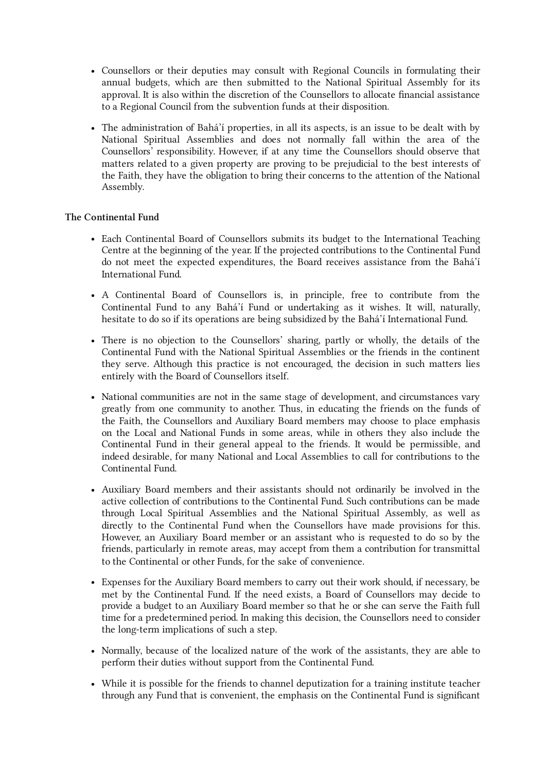- Counsellors or their deputies may consult with Regional Councils in formulating their annual budgets, which are then submitted to the National Spiritual Assembly for its approval. It is also within the discretion of the Counsellors to allocate financial assistance to a Regional Council from the subvention funds at their disposition.

- The administration of Bahá'í properties, in all its aspects, is an issue to be dealt with by National Spiritual Assemblies and does not normally fall within the area of the Counsellors' responsibility. However, if at any time the Counsellors should observe that matters related to a given property are proving to be prejudicial to the best interests of the Faith, they have the obligation to bring their concerns to the attention of the National Assembly.

**The Continental Fund**

- Each Continental Board of Counsellors submits its budget to the International Teaching Centre at the beginning of the year. If the projected contributions to the Continental Fund do not meet the expected expenditures, the Board receives assistance from the Bahá'í International Fund.

- A Continental Board of Counsellors is, in principle, free to contribute from the Continental Fund to any Bahá'í Fund or undertaking as it wishes. It will, naturally, hesitate to do so if its operations are being subsidized by the Bahá'í International Fund.

- There is no objection to the Counsellors' sharing, partly or wholly, the details of the Continental Fund with the National Spiritual Assemblies or the friends in the continent they serve. Although this practice is not encouraged, the decision in such matters lies entirely with the Board of Counsellors itself.

- National communities are not in the same stage of development, and circumstances vary greatly from one community to another. Thus, in educating the friends on the funds of the Faith, the Counsellors and Auxiliary Board members may choose to place emphasis on the Local and National Funds in some areas, while in others they also include the Continental Fund in their general appeal to the friends. It would be permissible, and indeed desirable, for many National and Local Assemblies to call for contributions to the Continental Fund.

- Auxiliary Board members and their assistants should not ordinarily be involved in the active collection of contributions to the Continental Fund. Such contributions can be made through Local Spiritual Assemblies and the National Spiritual Assembly, as well as directly to the Continental Fund when the Counsellors have made provisions for this. However, an Auxiliary Board member or an assistant who is requested to do so by the friends, particularly in remote areas, may accept from them a contribution for transmittal to the Continental or other Funds, for the sake of convenience.

- Expenses for the Auxiliary Board members to carry out their work should, if necessary, be met by the Continental Fund. If the need exists, a Board of Counsellors may decide to provide a budget to an Auxiliary Board member so that he or she can serve the Faith full time for a predetermined period. In making this decision, the Counsellors need to consider the long-term implications of such a step.

- Normally, because of the localized nature of the work of the assistants, they are able to perform their duties without support from the Continental Fund.

- While it is possible for the friends to channel deputization for a training institute teacher through any Fund that is convenient, the emphasis on the Continental Fund is significant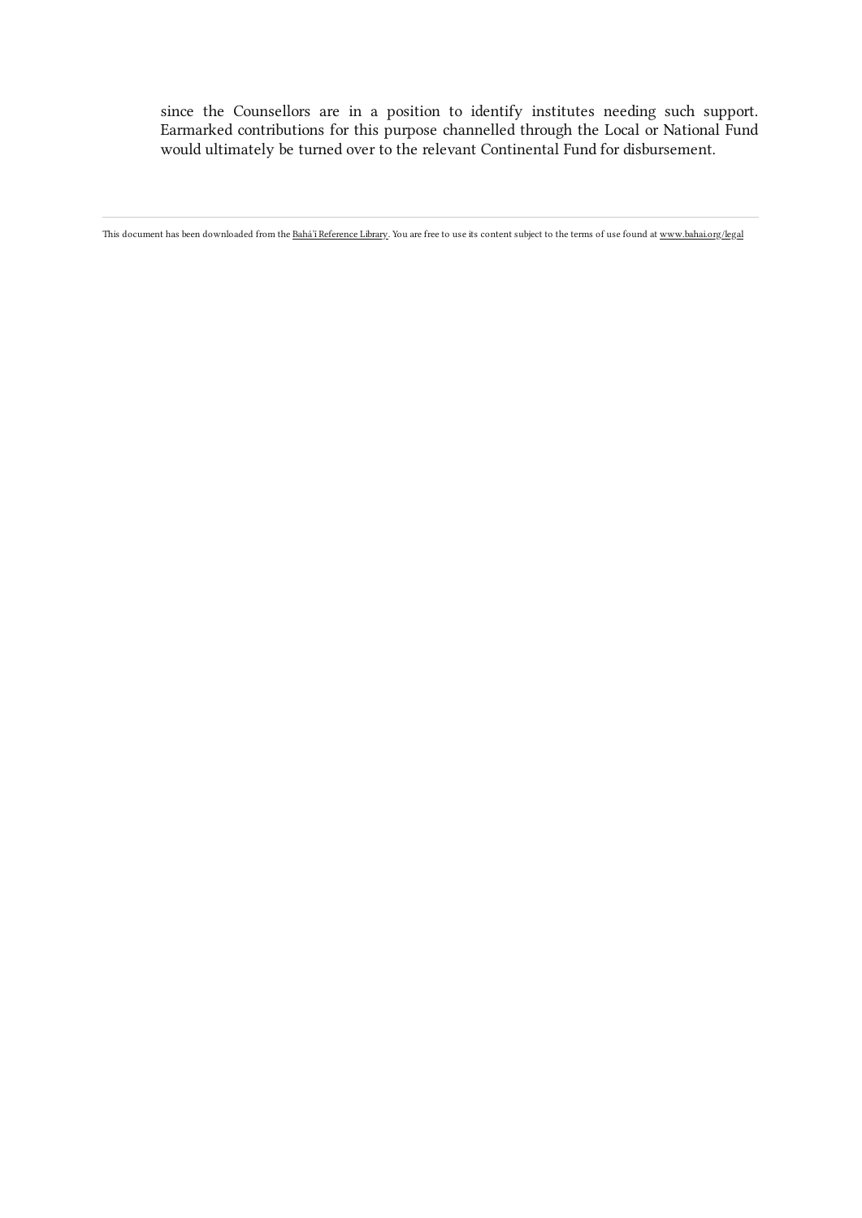since the Counsellors are in a position to identify institutes needing such support. Earmarked contributions for this purpose channelled through the Local or National Fund would ultimately be turned over to the relevant Continental Fund for disbursement.

This document has been downloaded from the Bahá'í Reference Library. You are free to use its content subject to the terms of use found at www.bahai.org/legal